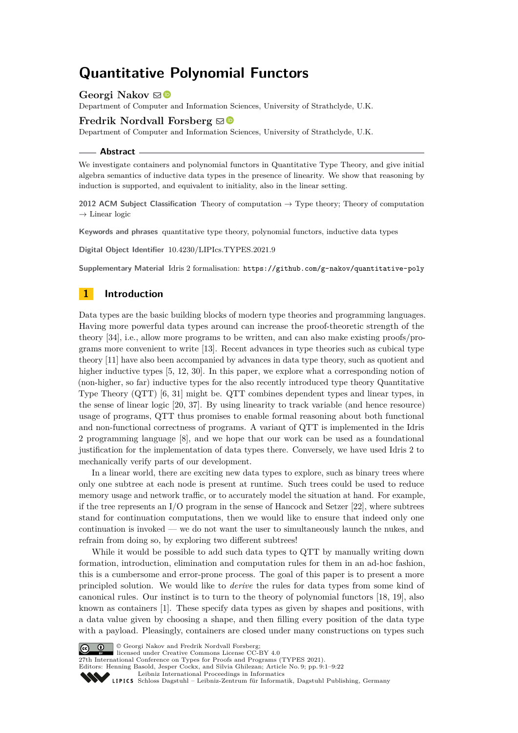# Quantitative Polynomial Functors

**Georgi Nakov**
Department of Computer and Information Sciences, University of Strathclyde, U.K.

**Fredrik Nordvall Forsberg**
Department of Computer and Information Sciences, University of Strathclyde, U.K.

## Abstract

We investigate containers and polynomial functors in Quantitative Type Theory, and give initial algebra semantics of inductive data types in the presence of linearity. We show that reasoning by induction is supported, and equivalent to initiality, also in the linear setting.

**2012 ACM Subject Classification** Theory of computation → Type theory; Theory of computation → Linear logic

**Keywords and phrases** quantitative type theory, polynomial functors, inductive data types

**Digital Object Identifier** 10.4230/LIPIcs.TYPES.2021.9

**Supplementary Material** Idris 2 formalisation: `https://github.com/g-nakov/quantitative-poly`

## 1 Introduction

Data types are the basic building blocks of modern type theories and programming languages. Having more powerful data types around can increase the proof-theoretic strength of the theory [34], i.e., allow more programs to be written, and can also make existing proofs/programs more convenient to write [13]. Recent advances in type theories such as cubical type theory [11] have also been accompanied by advances in data type theory, such as quotient and higher inductive types [5, 12, 30]. In this paper, we explore what a corresponding notion of (non-higher, so far) inductive types for the also recently introduced type theory Quantitative Type Theory (QTT) [6, 31] might be. QTT combines dependent types and linear types, in the sense of linear logic [20, 37]. By using linearity to track variable (and hence resource) usage of programs, QTT thus promises to enable formal reasoning about both functional and non-functional correctness of programs. A variant of QTT is implemented in the Idris 2 programming language [8], and we hope that our work can be used as a foundational justification for the implementation of data types there. Conversely, we have used Idris 2 to mechanically verify parts of our development.

In a linear world, there are exciting new data types to explore, such as binary trees where only one subtree at each node is present at runtime. Such trees could be used to reduce memory usage and network traffic, or to accurately model the situation at hand. For example, if the tree represents an I/O program in the sense of Hancock and Setzer [22], where subtrees stand for continuation computations, then we would like to ensure that indeed only one continuation is invoked — we do not want the user to simultaneously launch the nukes, and refrain from doing so, by exploring two different subtrees!

While it would be possible to add such data types to QTT by manually writing down formation, introduction, elimination and computation rules for them in an ad-hoc fashion, this is a cumbersome and error-prone process. The goal of this paper is to present a more principled solution. We would like to *derive* the rules for data types from some kind of canonical rules. Our instinct is to turn to the theory of polynomial functors [18, 19], also known as containers [1]. These specify data types as given by shapes and positions, with a data value given by choosing a shape, and then filling every position of the data type with a payload. Pleasingly, containers are closed under many constructions on types such

© Georgi Nakov and Fredrik Nordvall Forsberg;
licensed under Creative Commons License CC-BY 4.0
27th International Conference on Types for Proofs and Programs (TYPES 2021).
Editors: Henning Basold, Jesper Cockx, and Silvia Ghilezan; Article No. 9; pp. 9:1–9:22
Leibniz International Proceedings in Informatics
Schloss Dagstuhl – Leibniz-Zentrum für Informatik, Dagstuhl Publishing, Germany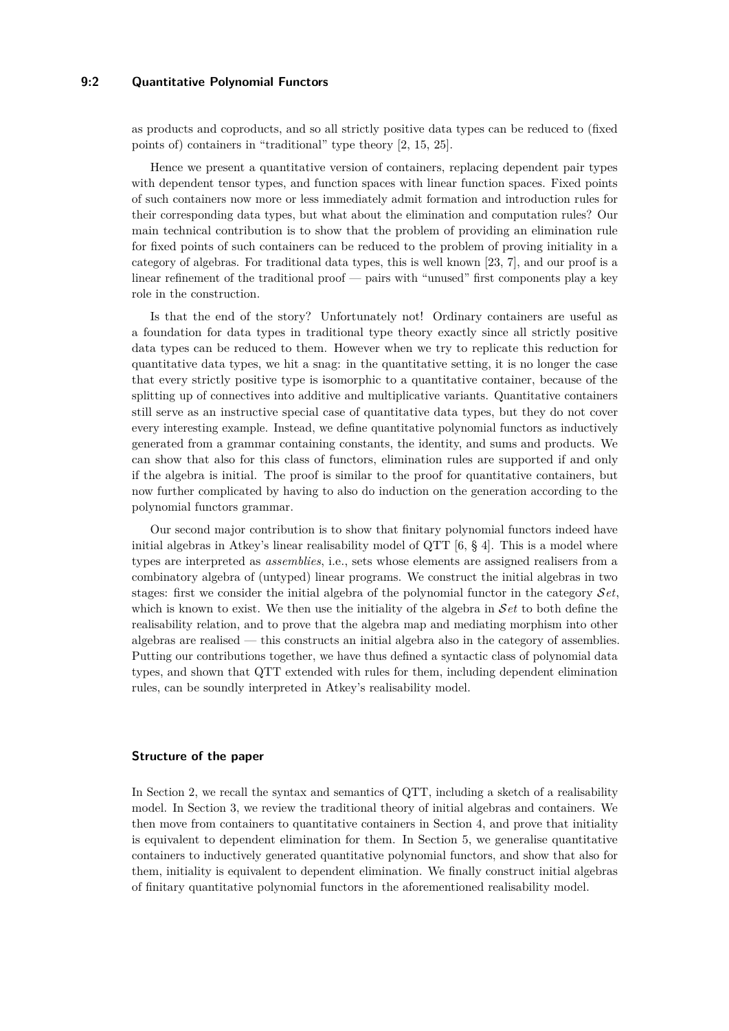as products and coproducts, and so all strictly positive data types can be reduced to (fixed points of) containers in "traditional" type theory [2, 15, 25].

Hence we present a quantitative version of containers, replacing dependent pair types with dependent tensor types, and function spaces with linear function spaces. Fixed points of such containers now more or less immediately admit formation and introduction rules for their corresponding data types, but what about the elimination and computation rules? Our main technical contribution is to show that the problem of providing an elimination rule for fixed points of such containers can be reduced to the problem of proving initiality in a category of algebras. For traditional data types, this is well known [23, 7], and our proof is a linear refinement of the traditional proof — pairs with "unused" first components play a key role in the construction.

Is that the end of the story? Unfortunately not! Ordinary containers are useful as a foundation for data types in traditional type theory exactly since all strictly positive data types can be reduced to them. However when we try to replicate this reduction for quantitative data types, we hit a snag: in the quantitative setting, it is no longer the case that every strictly positive type is isomorphic to a quantitative container, because of the splitting up of connectives into additive and multiplicative variants. Quantitative containers still serve as an instructive special case of quantitative data types, but they do not cover every interesting example. Instead, we define quantitative polynomial functors as inductively generated from a grammar containing constants, the identity, and sums and products. We can show that also for this class of functors, elimination rules are supported if and only if the algebra is initial. The proof is similar to the proof for quantitative containers, but now further complicated by having to also do induction on the generation according to the polynomial functors grammar.

Our second major contribution is to show that finitary polynomial functors indeed have initial algebras in Atkey's linear realisability model of QTT [6, § 4]. This is a model where types are interpreted as *assemblies*, i.e., sets whose elements are assigned realisers from a combinatory algebra of (untyped) linear programs. We construct the initial algebras in two stages: first we consider the initial algebra of the polynomial functor in the category $\mathcal{S}et$, which is known to exist. We then use the initiality of the algebra in $\mathcal{S}et$ to both define the realisability relation, and to prove that the algebra map and mediating morphism into other algebras are realised — this constructs an initial algebra also in the category of assemblies. Putting our contributions together, we have thus defined a syntactic class of polynomial data types, and shown that QTT extended with rules for them, including dependent elimination rules, can be soundly interpreted in Atkey's realisability model.

### Structure of the paper

In Section 2, we recall the syntax and semantics of QTT, including a sketch of a realisability model. In Section 3, we review the traditional theory of initial algebras and containers. We then move from containers to quantitative containers in Section 4, and prove that initiality is equivalent to dependent elimination for them. In Section 5, we generalise quantitative containers to inductively generated quantitative polynomial functors, and show that also for them, initiality is equivalent to dependent elimination. We finally construct initial algebras of finitary quantitative polynomial functors in the aforementioned realisability model.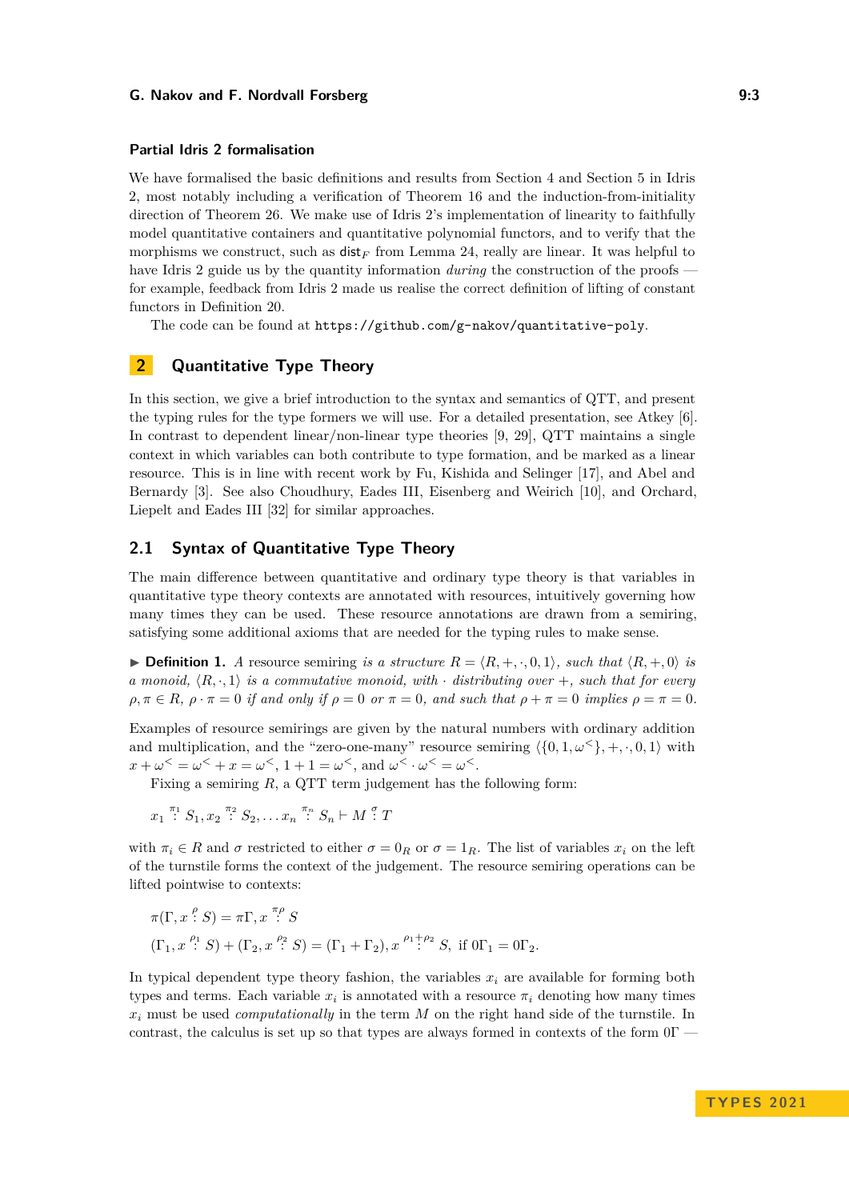### Partial Idris 2 formalisation

We have formalised the basic definitions and results from Section 4 and Section 5 in Idris 2, most notably including a verification of Theorem 16 and the induction-from-initiality direction of Theorem 26. We make use of Idris 2's implementation of linearity to faithfully model quantitative containers and quantitative polynomial functors, and to verify that the morphisms we construct, such as $\mathsf{dist}_F$ from Lemma 24, really are linear. It was helpful to have Idris 2 guide us by the quantity information *during* the construction of the proofs — for example, feedback from Idris 2 made us realise the correct definition of lifting of constant functors in Definition 20.

The code can be found at `https://github.com/g-nakov/quantitative-poly`.

## 2 Quantitative Type Theory

In this section, we give a brief introduction to the syntax and semantics of QTT, and present the typing rules for the type formers we will use. For a detailed presentation, see Atkey [6]. In contrast to dependent linear/non-linear type theories [9, 29], QTT maintains a single context in which variables can both contribute to type formation, and be marked as a linear resource. This is in line with recent work by Fu, Kishida and Selinger [17], and Abel and Bernardy [3]. See also Choudhury, Eades III, Eisenberg and Weirich [10], and Orchard, Liepelt and Eades III [32] for similar approaches.

### 2.1 Syntax of Quantitative Type Theory

The main difference between quantitative and ordinary type theory is that variables in quantitative type theory contexts are annotated with resources, intuitively governing how many times they can be used. These resource annotations are drawn from a semiring, satisfying some additional axioms that are needed for the typing rules to make sense.

▶ **Definition 1.** *A* resource semiring *is a structure $R = \langle R, +, \cdot, 0, 1\rangle$, such that $\langle R, +, 0\rangle$ is a monoid, $\langle R, \cdot, 1\rangle$ is a commutative monoid, with $\cdot$ distributing over $+$, such that for every $\rho, \pi \in R$, $\rho \cdot \pi = 0$ if and only if $\rho = 0$ or $\pi = 0$, and such that $\rho + \pi = 0$ implies $\rho = \pi = 0$.*

Examples of resource semirings are given by the natural numbers with ordinary addition and multiplication, and the "zero-one-many" resource semiring $\langle\{0, 1, \omega^{<}\}, +, \cdot, 0, 1\rangle$ with $x + \omega^{<} = \omega^{<} + x = \omega^{<}$, $1 + 1 = \omega^{<}$, and $\omega^{<} \cdot \omega^{<} = \omega^{<}$.

Fixing a semiring $R$, a QTT term judgement has the following form:

$$x_1 \overset{\pi_1}{:} S_1, x_2 \overset{\pi_2}{:} S_2, \ldots x_n \overset{\pi_n}{:} S_n \vdash M \overset{\sigma}{:} T$$

with $\pi_i \in R$ and $\sigma$ restricted to either $\sigma = 0_R$ or $\sigma = 1_R$. The list of variables $x_i$ on the left of the turnstile forms the context of the judgement. The resource semiring operations can be lifted pointwise to contexts:

$$\pi(\Gamma, x \overset{\rho}{:} S) = \pi\Gamma, x \overset{\pi\rho}{:} S$$

$$(\Gamma_1, x \overset{\rho_1}{:} S) + (\Gamma_2, x \overset{\rho_2}{:} S) = (\Gamma_1 + \Gamma_2), x \overset{\rho_1+\rho_2}{:} S, \text{ if } 0\Gamma_1 = 0\Gamma_2.$$

In typical dependent type theory fashion, the variables $x_i$ are available for forming both types and terms. Each variable $x_i$ is annotated with a resource $\pi_i$ denoting how many times $x_i$ must be used *computationally* in the term $M$ on the right hand side of the turnstile. In contrast, the calculus is set up so that types are always formed in contexts of the form $0\Gamma$ —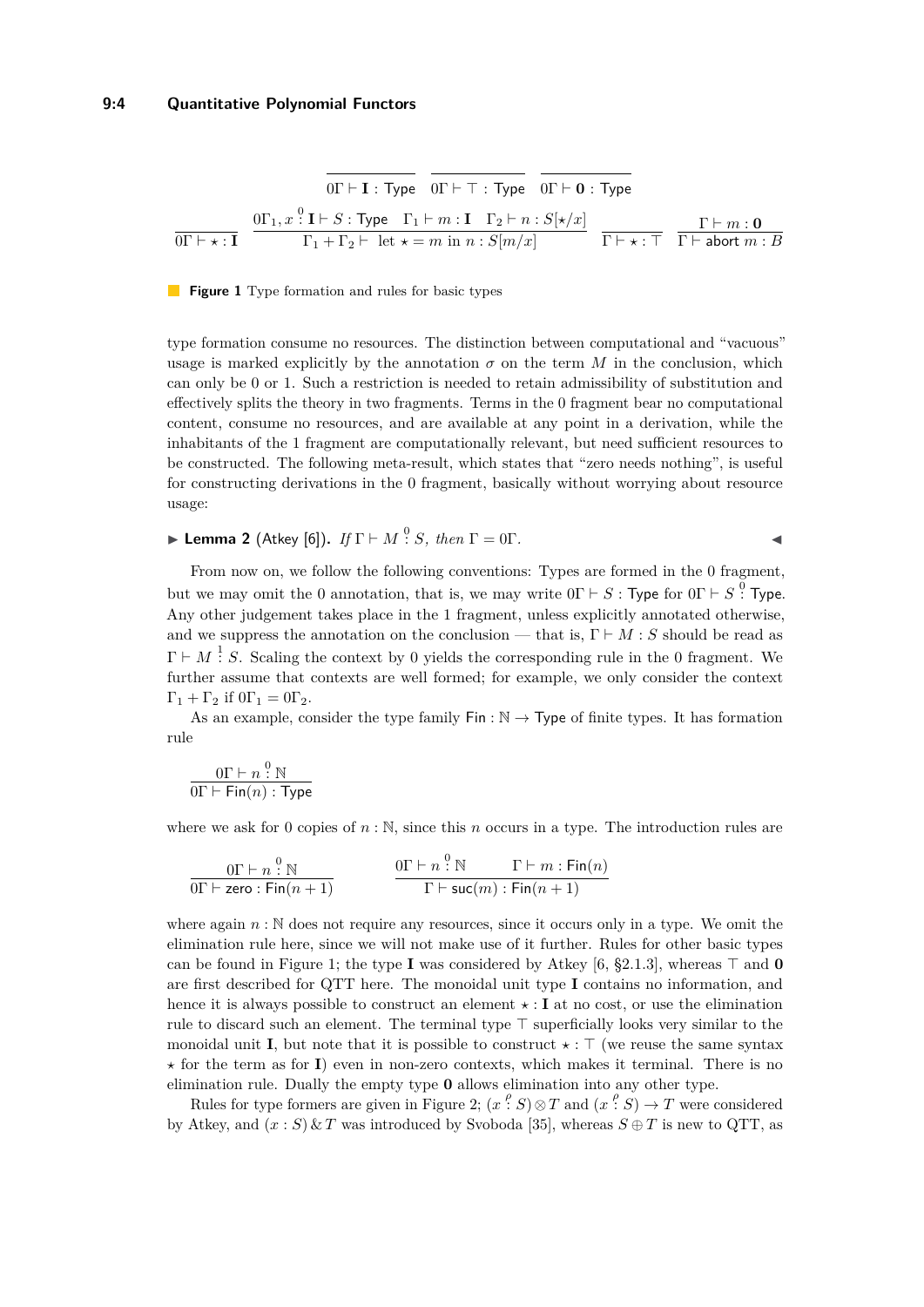$$\frac{}{0\Gamma \vdash \mathbf{I} : \mathsf{Type}} \quad \frac{}{0\Gamma \vdash \top : \mathsf{Type}} \quad \frac{}{0\Gamma \vdash \mathbf{0} : \mathsf{Type}}$$

$$\frac{}{0\Gamma \vdash \star : \mathbf{I}} \quad \frac{0\Gamma_1, x \overset{0}{:} \mathbf{I} \vdash S : \mathsf{Type} \quad \Gamma_1 \vdash m : \mathbf{I} \quad \Gamma_2 \vdash n : S[\star/x]}{\Gamma_1 + \Gamma_2 \vdash \text{ let } \star = m \text{ in } n : S[m/x]} \quad \frac{}{\Gamma \vdash \star : \top} \quad \frac{\Gamma \vdash m : \mathbf{0}}{\Gamma \vdash \mathsf{abort}\ m : B}$$

**Figure 1** Type formation and rules for basic types

type formation consume no resources. The distinction between computational and "vacuous" usage is marked explicitly by the annotation $\sigma$ on the term $M$ in the conclusion, which can only be 0 or 1. Such a restriction is needed to retain admissibility of substitution and effectively splits the theory in two fragments. Terms in the 0 fragment bear no computational content, consume no resources, and are available at any point in a derivation, while the inhabitants of the 1 fragment are computationally relevant, but need sufficient resources to be constructed. The following meta-result, which states that "zero needs nothing", is useful for constructing derivations in the 0 fragment, basically without worrying about resource usage:

▶ **Lemma 2** (Atkey [6]). *If* $\Gamma \vdash M \overset{0}{:} S$*, then* $\Gamma = 0\Gamma$. ◀

From now on, we follow the following conventions: Types are formed in the 0 fragment, but we may omit the 0 annotation, that is, we may write $0\Gamma \vdash S : \mathsf{Type}$ for $0\Gamma \vdash S \overset{0}{:} \mathsf{Type}$. Any other judgement takes place in the 1 fragment, unless explicitly annotated otherwise, and we suppress the annotation on the conclusion — that is, $\Gamma \vdash M : S$ should be read as $\Gamma \vdash M \overset{1}{:} S$. Scaling the context by 0 yields the corresponding rule in the 0 fragment. We further assume that contexts are well formed; for example, we only consider the context $\Gamma_1 + \Gamma_2$ if $0\Gamma_1 = 0\Gamma_2$.

As an example, consider the type family $\mathsf{Fin} : \mathbb{N} \to \mathsf{Type}$ of finite types. It has formation rule

$$\frac{0\Gamma \vdash n \overset{0}{:} \mathbb{N}}{0\Gamma \vdash \mathsf{Fin}(n) : \mathsf{Type}}$$

where we ask for 0 copies of $n : \mathbb{N}$, since this $n$ occurs in a type. The introduction rules are

$$\frac{0\Gamma \vdash n \overset{0}{:} \mathbb{N}}{0\Gamma \vdash \mathsf{zero} : \mathsf{Fin}(n+1)} \qquad \frac{0\Gamma \vdash n \overset{0}{:} \mathbb{N} \qquad \Gamma \vdash m : \mathsf{Fin}(n)}{\Gamma \vdash \mathsf{suc}(m) : \mathsf{Fin}(n+1)}$$

where again $n : \mathbb{N}$ does not require any resources, since it occurs only in a type. We omit the elimination rule here, since we will not make use of it further. Rules for other basic types can be found in Figure 1; the type $\mathbf{I}$ was considered by Atkey [6, §2.1.3], whereas $\top$ and $\mathbf{0}$ are first described for QTT here. The monoidal unit type $\mathbf{I}$ contains no information, and hence it is always possible to construct an element $\star : \mathbf{I}$ at no cost, or use the elimination rule to discard such an element. The terminal type $\top$ superficially looks very similar to the monoidal unit $\mathbf{I}$, but note that it is possible to construct $\star : \top$ (we reuse the same syntax $\star$ for the term as for $\mathbf{I}$) even in non-zero contexts, which makes it terminal. There is no elimination rule. Dually the empty type $\mathbf{0}$ allows elimination into any other type.

Rules for type formers are given in Figure 2; $(x \overset{\rho}{:} S) \otimes T$ and $(x \overset{\rho}{:} S) \to T$ were considered by Atkey, and $(x : S) \,\&\, T$ was introduced by Svoboda [35], whereas $S \oplus T$ is new to QTT, as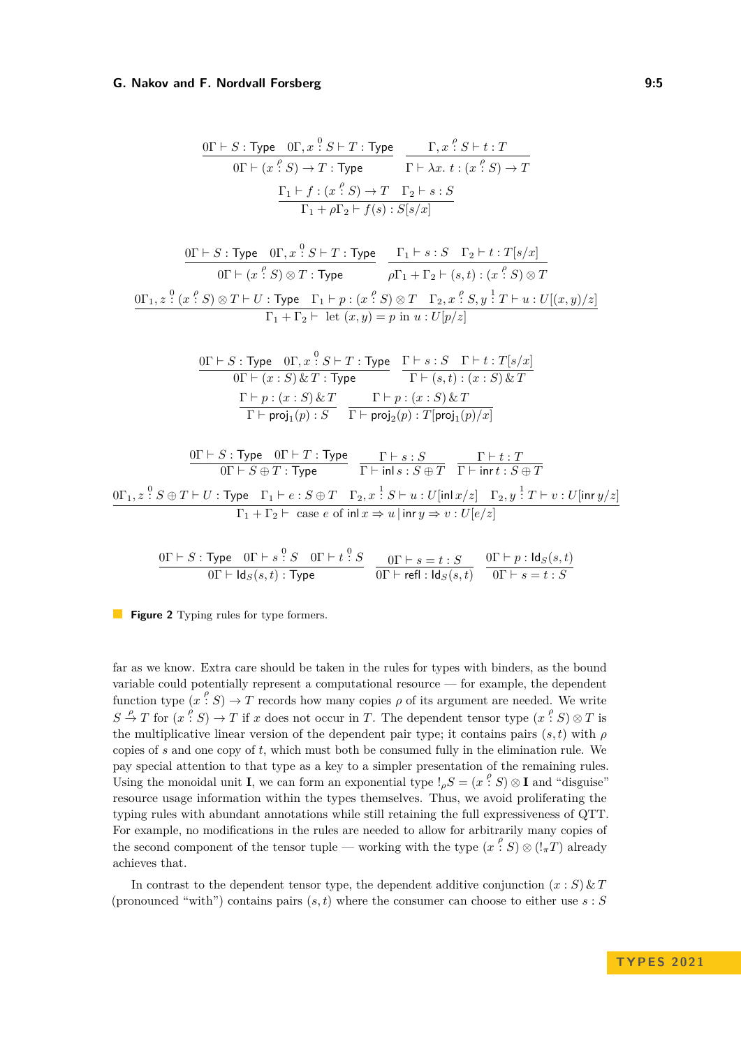$$\frac{0\Gamma \vdash S : \mathsf{Type} \quad 0\Gamma, x \overset{0}{:} S \vdash T : \mathsf{Type}}{0\Gamma \vdash (x \overset{\rho}{:} S) \to T : \mathsf{Type}} \qquad \frac{\Gamma, x \overset{\rho}{:} S \vdash t : T}{\Gamma \vdash \lambda x.\, t : (x \overset{\rho}{:} S) \to T}$$

$$\frac{\Gamma_1 \vdash f : (x \overset{\rho}{:} S) \to T \quad \Gamma_2 \vdash s : S}{\Gamma_1 + \rho\Gamma_2 \vdash f(s) : S[s/x]}$$

$$\frac{0\Gamma \vdash S : \mathsf{Type} \quad 0\Gamma, x \overset{0}{:} S \vdash T : \mathsf{Type}}{0\Gamma \vdash (x \overset{\rho}{:} S) \otimes T : \mathsf{Type}} \qquad \frac{\Gamma_1 \vdash s : S \quad \Gamma_2 \vdash t : T[s/x]}{\rho\Gamma_1 + \Gamma_2 \vdash (s,t) : (x \overset{\rho}{:} S) \otimes T}$$

$$\frac{0\Gamma_1, z \overset{0}{:} (x \overset{\rho}{:} S) \otimes T \vdash U : \mathsf{Type} \quad \Gamma_1 \vdash p : (x \overset{\rho}{:} S) \otimes T \quad \Gamma_2, x \overset{\rho}{:} S, y \overset{1}{:} T \vdash u : U[(x,y)/z]}{\Gamma_1 + \Gamma_2 \vdash \text{ let } (x,y) = p \text{ in } u : U[p/z]}$$

$$\frac{0\Gamma \vdash S : \mathsf{Type} \quad 0\Gamma, x \overset{0}{:} S \vdash T : \mathsf{Type}}{0\Gamma \vdash (x : S) \,\&\, T : \mathsf{Type}} \qquad \frac{\Gamma \vdash s : S \quad \Gamma \vdash t : T[s/x]}{\Gamma \vdash (s,t) : (x : S) \,\&\, T}$$

$$\frac{\Gamma \vdash p : (x : S) \,\&\, T}{\Gamma \vdash \mathsf{proj}_1(p) : S} \qquad \frac{\Gamma \vdash p : (x : S) \,\&\, T}{\Gamma \vdash \mathsf{proj}_2(p) : T[\mathsf{proj}_1(p)/x]}$$

$$\frac{0\Gamma \vdash S : \mathsf{Type} \quad 0\Gamma \vdash T : \mathsf{Type}}{0\Gamma \vdash S \oplus T : \mathsf{Type}} \qquad \frac{\Gamma \vdash s : S}{\Gamma \vdash \mathsf{inl}\, s : S \oplus T} \qquad \frac{\Gamma \vdash t : T}{\Gamma \vdash \mathsf{inr}\, t : S \oplus T}$$

$$\frac{0\Gamma_1, z \overset{0}{:} S \oplus T \vdash U : \mathsf{Type} \quad \Gamma_1 \vdash e : S \oplus T \quad \Gamma_2, x \overset{1}{:} S \vdash u : U[\mathsf{inl}\, x/z] \quad \Gamma_2, y \overset{1}{:} T \vdash v : U[\mathsf{inr}\, y/z]}{\Gamma_1 + \Gamma_2 \vdash \text{ case } e \text{ of } \mathsf{inl}\, x \Rightarrow u \,|\, \mathsf{inr}\, y \Rightarrow v : U[e/z]}$$

$$\frac{0\Gamma \vdash S : \mathsf{Type} \quad 0\Gamma \vdash s \overset{0}{:} S \quad 0\Gamma \vdash t \overset{0}{:} S}{0\Gamma \vdash \mathsf{Id}_S(s,t) : \mathsf{Type}} \qquad \frac{0\Gamma \vdash s = t : S}{0\Gamma \vdash \mathsf{refl} : \mathsf{Id}_S(s,t)} \qquad \frac{0\Gamma \vdash p : \mathsf{Id}_S(s,t)}{0\Gamma \vdash s = t : S}$$

**Figure 2** Typing rules for type formers.

far as we know. Extra care should be taken in the rules for types with binders, as the bound variable could potentially represent a computational resource — for example, the dependent function type $(x \overset{\rho}{:} S) \to T$ records how many copies $\rho$ of its argument are needed. We write $S \xrightarrow{\rho} T$ for $(x \overset{\rho}{:} S) \to T$ if $x$ does not occur in $T$. The dependent tensor type $(x \overset{\rho}{:} S) \otimes T$ is the multiplicative linear version of the dependent pair type; it contains pairs $(s,t)$ with $\rho$ copies of $s$ and one copy of $t$, which must both be consumed fully in the elimination rule. We pay special attention to that type as a key to a simpler presentation of the remaining rules. Using the monoidal unit $\mathbf{I}$, we can form an exponential type $!_\rho S = (x \overset{\rho}{:} S) \otimes \mathbf{I}$ and "disguise" resource usage information within the types themselves. Thus, we avoid proliferating the typing rules with abundant annotations while still retaining the full expressiveness of QTT. For example, no modifications in the rules are needed to allow for arbitrarily many copies of the second component of the tensor tuple — working with the type $(x \overset{\rho}{:} S) \otimes (!_\pi T)$ already achieves that.

In contrast to the dependent tensor type, the dependent additive conjunction $(x : S) \,\&\, T$ (pronounced "with") contains pairs $(s,t)$ where the consumer can choose to either use $s : S$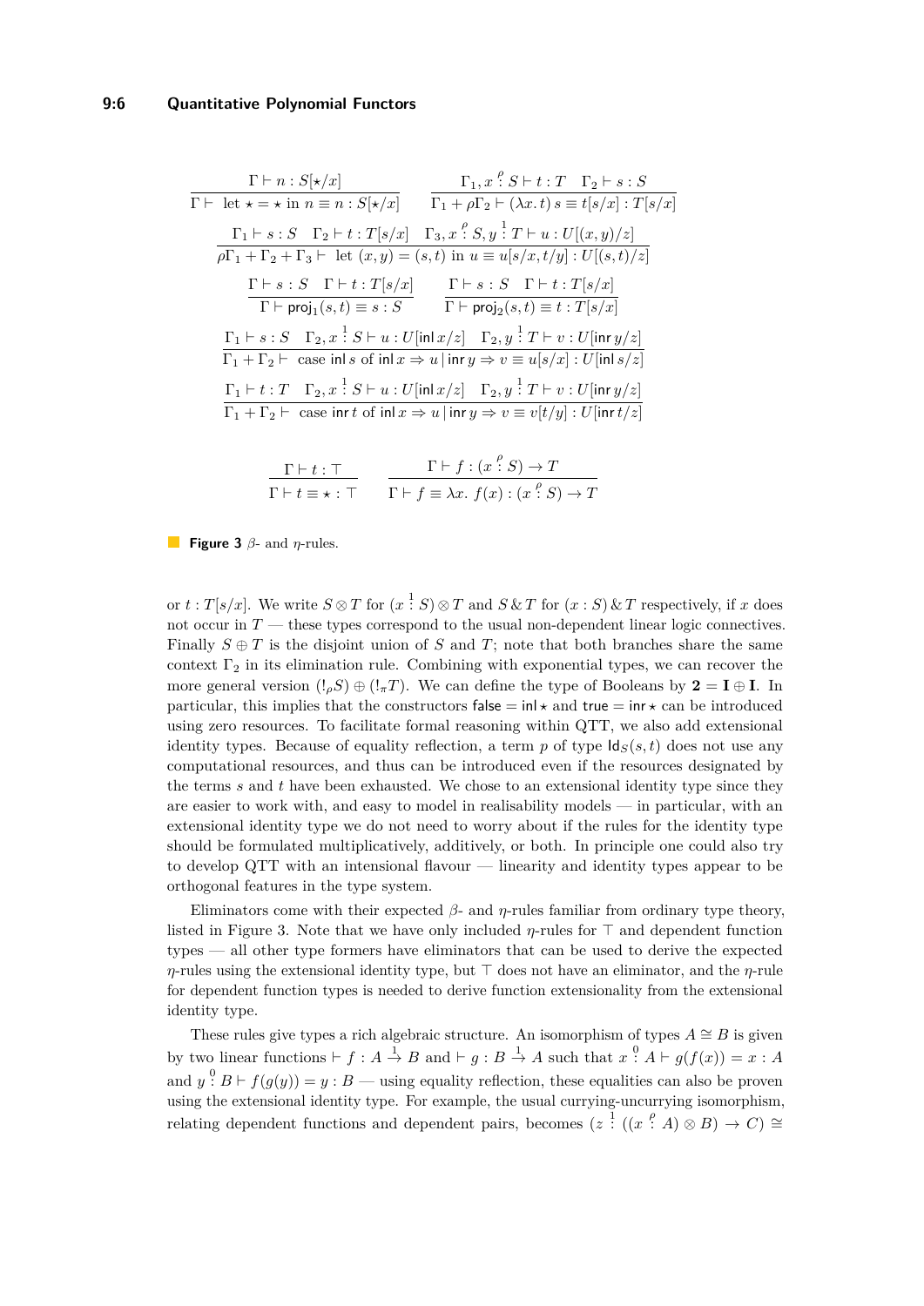$$\frac{\Gamma \vdash n : S[\star/x]}{\Gamma \vdash \text{ let } \star = \star \text{ in } n \equiv n : S[\star/x]} \qquad \frac{\Gamma_1, x \overset{\rho}{:} S \vdash t : T \quad \Gamma_2 \vdash s : S}{\Gamma_1 + \rho\Gamma_2 \vdash (\lambda x.\, t)\, s \equiv t[s/x] : T[s/x]}$$

$$\frac{\Gamma_1 \vdash s : S \quad \Gamma_2 \vdash t : T[s/x] \quad \Gamma_3, x \overset{\rho}{:} S, y \overset{1}{:} T \vdash u : U[(x,y)/z]}{\rho\Gamma_1 + \Gamma_2 + \Gamma_3 \vdash \text{ let } (x,y) = (s,t) \text{ in } u \equiv u[s/x, t/y] : U[(s,t)/z]}$$

$$\frac{\Gamma \vdash s : S \quad \Gamma \vdash t : T[s/x]}{\Gamma \vdash \mathsf{proj}_1(s,t) \equiv s : S} \qquad \frac{\Gamma \vdash s : S \quad \Gamma \vdash t : T[s/x]}{\Gamma \vdash \mathsf{proj}_2(s,t) \equiv t : T[s/x]}$$

$$\frac{\Gamma_1 \vdash s : S \quad \Gamma_2, x \overset{1}{:} S \vdash u : U[\mathsf{inl}\, x/z] \quad \Gamma_2, y \overset{1}{:} T \vdash v : U[\mathsf{inr}\, y/z]}{\Gamma_1 + \Gamma_2 \vdash \text{ case } \mathsf{inl}\, s \text{ of } \mathsf{inl}\, x \Rightarrow u \,|\, \mathsf{inr}\, y \Rightarrow v \equiv u[s/x] : U[\mathsf{inl}\, s/z]}$$

$$\frac{\Gamma_1 \vdash t : T \quad \Gamma_2, x \overset{1}{:} S \vdash u : U[\mathsf{inl}\, x/z] \quad \Gamma_2, y \overset{1}{:} T \vdash v : U[\mathsf{inr}\, y/z]}{\Gamma_1 + \Gamma_2 \vdash \text{ case } \mathsf{inr}\, t \text{ of } \mathsf{inl}\, x \Rightarrow u \,|\, \mathsf{inr}\, y \Rightarrow v \equiv v[t/y] : U[\mathsf{inr}\, t/z]}$$

$$\frac{\Gamma \vdash t : \top}{\Gamma \vdash t \equiv \star : \top} \qquad \frac{\Gamma \vdash f : (x \overset{\rho}{:} S) \to T}{\Gamma \vdash f \equiv \lambda x.\ f(x) : (x \overset{\rho}{:} S) \to T}$$

**Figure 3** $\beta$- and $\eta$-rules.

or $t : T[s/x]$. We write $S \otimes T$ for $(x \overset{1}{:} S) \otimes T$ and $S \,\&\, T$ for $(x : S) \,\&\, T$ respectively, if $x$ does not occur in $T$ — these types correspond to the usual non-dependent linear logic connectives. Finally $S \oplus T$ is the disjoint union of $S$ and $T$; note that both branches share the same context $\Gamma_2$ in its elimination rule. Combining with exponential types, we can recover the more general version $(!_\rho S) \oplus (!_\pi T)$. We can define the type of Booleans by $\mathbf{2} = \mathbf{I} \oplus \mathbf{I}$. In particular, this implies that the constructors $\mathsf{false} = \mathsf{inl}\, \star$ and $\mathsf{true} = \mathsf{inr}\, \star$ can be introduced using zero resources. To facilitate formal reasoning within QTT, we also add extensional identity types. Because of equality reflection, a term $p$ of type $\mathsf{Id}_S(s,t)$ does not use any computational resources, and thus can be introduced even if the resources designated by the terms $s$ and $t$ have been exhausted. We chose to an extensional identity type since they are easier to work with, and easy to model in realisability models — in particular, with an extensional identity type we do not need to worry about if the rules for the identity type should be formulated multiplicatively, additively, or both. In principle one could also try to develop QTT with an intensional flavour — linearity and identity types appear to be orthogonal features in the type system.

Eliminators come with their expected $\beta$- and $\eta$-rules familiar from ordinary type theory, listed in Figure 3. Note that we have only included $\eta$-rules for $\top$ and dependent function types — all other type formers have eliminators that can be used to derive the expected $\eta$-rules using the extensional identity type, but $\top$ does not have an eliminator, and the $\eta$-rule for dependent function types is needed to derive function extensionality from the extensional identity type.

These rules give types a rich algebraic structure. An isomorphism of types $A \cong B$ is given by two linear functions $\vdash f : A \overset{1}{\to} B$ and $\vdash g : B \overset{1}{\to} A$ such that $x \overset{0}{:} A \vdash g(f(x)) = x : A$ and $y \overset{0}{:} B \vdash f(g(y)) = y : B$ — using equality reflection, these equalities can also be proven using the extensional identity type. For example, the usual currying-uncurrying isomorphism, relating dependent functions and dependent pairs, becomes $(z \overset{1}{:} ((x \overset{\rho}{:} A) \otimes B) \to C) \cong$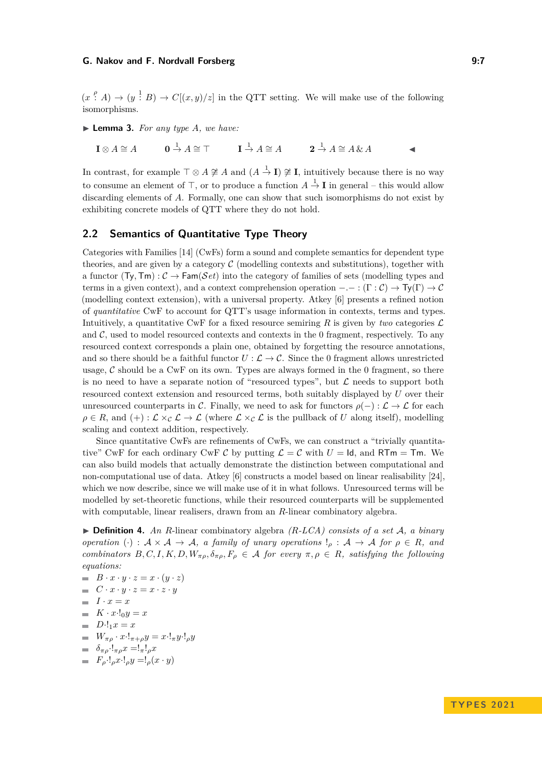$(x \overset{\rho}{:} A) \to (y \overset{1}{:} B) \to C[(x,y)/z]$ in the QTT setting. We will make use of the following isomorphisms.

▶ **Lemma 3.** *For any type $A$, we have:*

$$\mathbf{I} \otimes A \cong A \qquad \mathbf{0} \overset{1}{\to} A \cong \top \qquad \mathbf{I} \overset{1}{\to} A \cong A \qquad \mathbf{2} \overset{1}{\to} A \cong A \,\&\, A$$ ◀

In contrast, for example $\top \otimes A \ncong A$ and $(A \overset{1}{\to} \mathbf{I}) \ncong \mathbf{I}$, intuitively because there is no way to consume an element of $\top$, or to produce a function $A \overset{1}{\to} \mathbf{I}$ in general – this would allow discarding elements of $A$. Formally, one can show that such isomorphisms do not exist by exhibiting concrete models of QTT where they do not hold.

## 2.2 Semantics of Quantitative Type Theory

Categories with Families [14] (CwFs) form a sound and complete semantics for dependent type theories, and are given by a category $\mathcal{C}$ (modelling contexts and substitutions), together with a functor $(\mathsf{Ty}, \mathsf{Tm}) : \mathcal{C} \to \mathsf{Fam}(\mathcal{S}et)$ into the category of families of sets (modelling types and terms in a given context), and a context comprehension operation $-.- : (\Gamma : \mathcal{C}) \to \mathsf{Ty}(\Gamma) \to \mathcal{C}$ (modelling context extension), with a universal property. Atkey [6] presents a refined notion of *quantitative* CwF to account for QTT's usage information in contexts, terms and types. Intuitively, a quantitative CwF for a fixed resource semiring $R$ is given by *two* categories $\mathcal{L}$ and $\mathcal{C}$, used to model resourced contexts and contexts in the 0 fragment, respectively. To any resourced context corresponds a plain one, obtained by forgetting the resource annotations, and so there should be a faithful functor $U : \mathcal{L} \to \mathcal{C}$. Since the 0 fragment allows unrestricted usage, $\mathcal{C}$ should be a CwF on its own. Types are always formed in the 0 fragment, so there is no need to have a separate notion of "resourced types", but $\mathcal{L}$ needs to support both resourced context extension and resourced terms, both suitably displayed by $U$ over their unresourced counterparts in $\mathcal{C}$. Finally, we need to ask for functors $\rho(-) : \mathcal{L} \to \mathcal{L}$ for each $\rho \in R$, and $(+) : \mathcal{L} \times_{\mathcal{C}} \mathcal{L} \to \mathcal{L}$ (where $\mathcal{L} \times_{\mathcal{C}} \mathcal{L}$ is the pullback of $U$ along itself), modelling scaling and context addition, respectively.

Since quantitative CwFs are refinements of CwFs, we can construct a "trivially quantitative" CwF for each ordinary CwF $\mathcal{C}$ by putting $\mathcal{L} = \mathcal{C}$ with $U = \mathsf{Id}$, and $\mathsf{RTm} = \mathsf{Tm}$. We can also build models that actually demonstrate the distinction between computational and non-computational use of data. Atkey [6] constructs a model based on linear realisability [24], which we now describe, since we will make use of it in what follows. Unresourced terms will be modelled by set-theoretic functions, while their resourced counterparts will be supplemented with computable, linear realisers, drawn from an $R$-linear combinatory algebra.

▶ **Definition 4.** *An* $R$-linear combinatory algebra *($R$-LCA) consists of a set $\mathcal{A}$, a binary operation $(\cdot) : \mathcal{A} \times \mathcal{A} \to \mathcal{A}$, a family of unary operations $!_\rho : \mathcal{A} \to \mathcal{A}$ for $\rho \in R$, and combinators $B, C, I, K, D, W_{\pi\rho}, \delta_{\pi\rho}, F_\rho \in \mathcal{A}$ for every $\pi, \rho \in R$, satisfying the following equations:*

- $B \cdot x \cdot y \cdot z = x \cdot (y \cdot z)$
- $C \cdot x \cdot y \cdot z = x \cdot z \cdot y$
- $I \cdot x = x$
- $K \cdot x \cdot !_0 y = x$
- $D \cdot !_1 x = x$
- $W_{\pi\rho} \cdot x \cdot !_{\pi+\rho} y = x \cdot !_\pi y \cdot !_\rho y$
- $\delta_{\pi\rho} \cdot !_{\pi\rho} x = !_\pi !_\rho x$
- $F_\rho \cdot !_\rho x \cdot !_\rho y = !_\rho (x \cdot y)$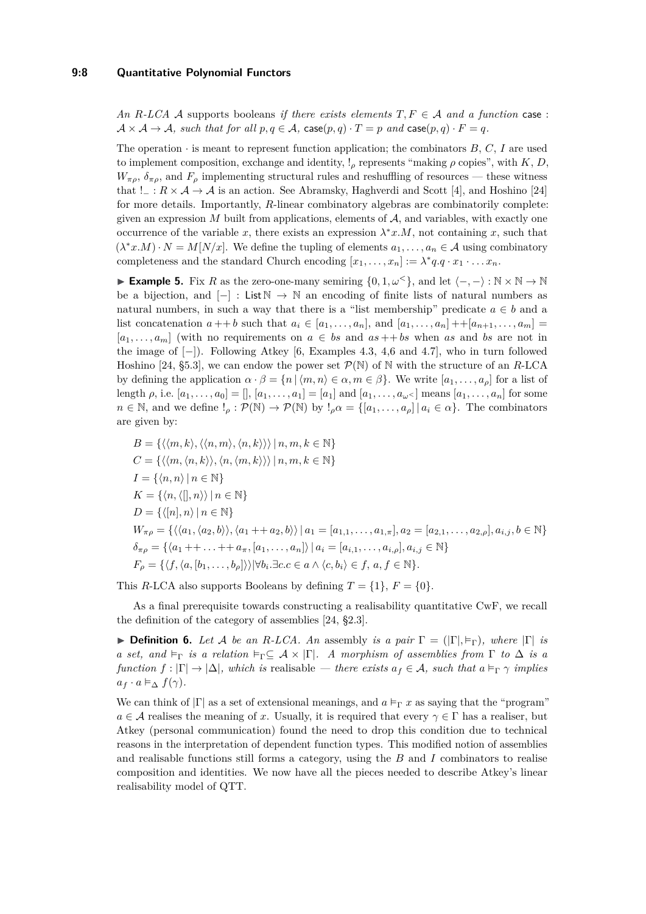*An R-LCA $\mathcal{A}$* supports booleans *if there exists elements $T, F \in \mathcal{A}$ and a function* $\mathsf{case} : \mathcal{A} \times \mathcal{A} \to \mathcal{A}$*, such that for all $p, q \in \mathcal{A}$, $\mathsf{case}(p,q) \cdot T = p$ and $\mathsf{case}(p,q) \cdot F = q$.*

The operation $\cdot$ is meant to represent function application; the combinators $B$, $C$, $I$ are used to implement composition, exchange and identity, $!_\rho$ represents "making $\rho$ copies", with $K$, $D$, $W_{\pi\rho}$, $\delta_{\pi\rho}$, and $F_\rho$ implementing structural rules and reshuffling of resources — these witness that $!_{-} : R \times \mathcal{A} \to \mathcal{A}$ is an action. See Abramsky, Haghverdi and Scott [4], and Hoshino [24] for more details. Importantly, $R$-linear combinatory algebras are combinatorily complete: given an expression $M$ built from applications, elements of $\mathcal{A}$, and variables, with exactly one occurrence of the variable $x$, there exists an expression $\lambda^* x.M$, not containing $x$, such that $(\lambda^* x.M) \cdot N = M[N/x]$. We define the tupling of elements $a_1, \ldots, a_n \in \mathcal{A}$ using combinatory completeness and the standard Church encoding $[x_1, \ldots, x_n] := \lambda^* q.q \cdot x_1 \cdot \ldots x_n$.

▶ **Example 5.** Fix $R$ as the zero-one-many semiring $\{0, 1, \omega^<\}$, and let $\langle -, - \rangle : \mathbb{N} \times \mathbb{N} \to \mathbb{N}$ be a bijection, and $[-] : \mathsf{List}\,\mathbb{N} \to \mathbb{N}$ an encoding of finite lists of natural numbers as natural numbers, in such a way that there is a "list membership" predicate $a \in b$ and a list concatenation $a +\!\!+ b$ such that $a_i \in [a_1, \ldots, a_n]$, and $[a_1, \ldots, a_n] +\!\!+ [a_{n+1}, \ldots, a_m] = [a_1, \ldots, a_m]$ (with no requirements on $a \in bs$ and $as +\!\!+ bs$ when $as$ and $bs$ are not in the image of $[-]$). Following Atkey [6, Examples 4.3, 4,6 and 4.7], who in turn followed Hoshino [24, §5.3], we can endow the power set $\mathcal{P}(\mathbb{N})$ of $\mathbb{N}$ with the structure of an $R$-LCA by defining the application $\alpha \cdot \beta = \{n \mid \langle m, n \rangle \in \alpha, m \in \beta\}$. We write $[a_1, \ldots, a_\rho]$ for a list of length $\rho$, i.e. $[a_1, \ldots, a_0] = []$, $[a_1, \ldots, a_1] = [a_1]$ and $[a_1, \ldots, a_{\omega^<}]$ means $[a_1, \ldots, a_n]$ for some $n \in \mathbb{N}$, and we define $!_\rho : \mathcal{P}(\mathbb{N}) \to \mathcal{P}(\mathbb{N})$ by $!_\rho \alpha = \{[a_1, \ldots, a_\rho] \mid a_i \in \alpha\}$. The combinators are given by:

$$
\begin{aligned}
B &= \{\langle\langle m, k\rangle, \langle\langle n, m\rangle, \langle n, k\rangle\rangle\rangle \mid n, m, k \in \mathbb{N}\} \\
C &= \{\langle\langle m, \langle n, k\rangle\rangle, \langle n, \langle m, k\rangle\rangle\rangle \mid n, m, k \in \mathbb{N}\} \\
I &= \{\langle n, n\rangle \mid n \in \mathbb{N}\} \\
K &= \{\langle n, \langle [], n\rangle\rangle \mid n \in \mathbb{N}\} \\
D &= \{\langle [n], n\rangle \mid n \in \mathbb{N}\} \\
W_{\pi\rho} &= \{\langle\langle a_1, \langle a_2, b\rangle\rangle, \langle a_1 +\!\!+ a_2, b\rangle\rangle \mid a_1 = [a_{1,1}, \ldots, a_{1,\pi}], a_2 = [a_{2,1}, \ldots, a_{2,\rho}], a_{i,j}, b \in \mathbb{N}\} \\
\delta_{\pi\rho} &= \{\langle a_1 +\!\!+ \ldots +\!\!+ a_\pi, [a_1, \ldots, a_n]\rangle \mid a_i = [a_{i,1}, \ldots, a_{i,\rho}], a_{i,j} \in \mathbb{N}\} \\
F_\rho &= \{\langle f, \langle a, [b_1, \ldots, b_\rho]\rangle\rangle \mid \forall b_i. \exists c. c \in a \wedge \langle c, b_i\rangle \in f,\, a, f \in \mathbb{N}\}.
\end{aligned}
$$

This $R$-LCA also supports Booleans by defining $T = \{1\}$, $F = \{0\}$.

As a final prerequisite towards constructing a realisability quantitative CwF, we recall the definition of the category of assemblies [24, §2.3].

▶ **Definition 6.** *Let $\mathcal{A}$ be an $R$-LCA. An* assembly *is a pair $\Gamma = (|\Gamma|, \vDash_\Gamma)$, where $|\Gamma|$ is a set, and $\vDash_\Gamma$ is a relation $\vDash_\Gamma \subseteq \mathcal{A} \times |\Gamma|$. A morphism of assemblies from $\Gamma$ to $\Delta$ is a function $f : |\Gamma| \to |\Delta|$, which is* realisable *— there exists $a_f \in \mathcal{A}$, such that $a \vDash_\Gamma \gamma$ implies $a_f \cdot a \vDash_\Delta f(\gamma)$.*

We can think of $|\Gamma|$ as a set of extensional meanings, and $a \vDash_\Gamma x$ as saying that the "program" $a \in \mathcal{A}$ realises the meaning of $x$. Usually, it is required that every $\gamma \in \Gamma$ has a realiser, but Atkey (personal communication) found the need to drop this condition due to technical reasons in the interpretation of dependent function types. This modified notion of assemblies and realisable functions still forms a category, using the $B$ and $I$ combinators to realise composition and identities. We now have all the pieces needed to describe Atkey's linear realisability model of QTT.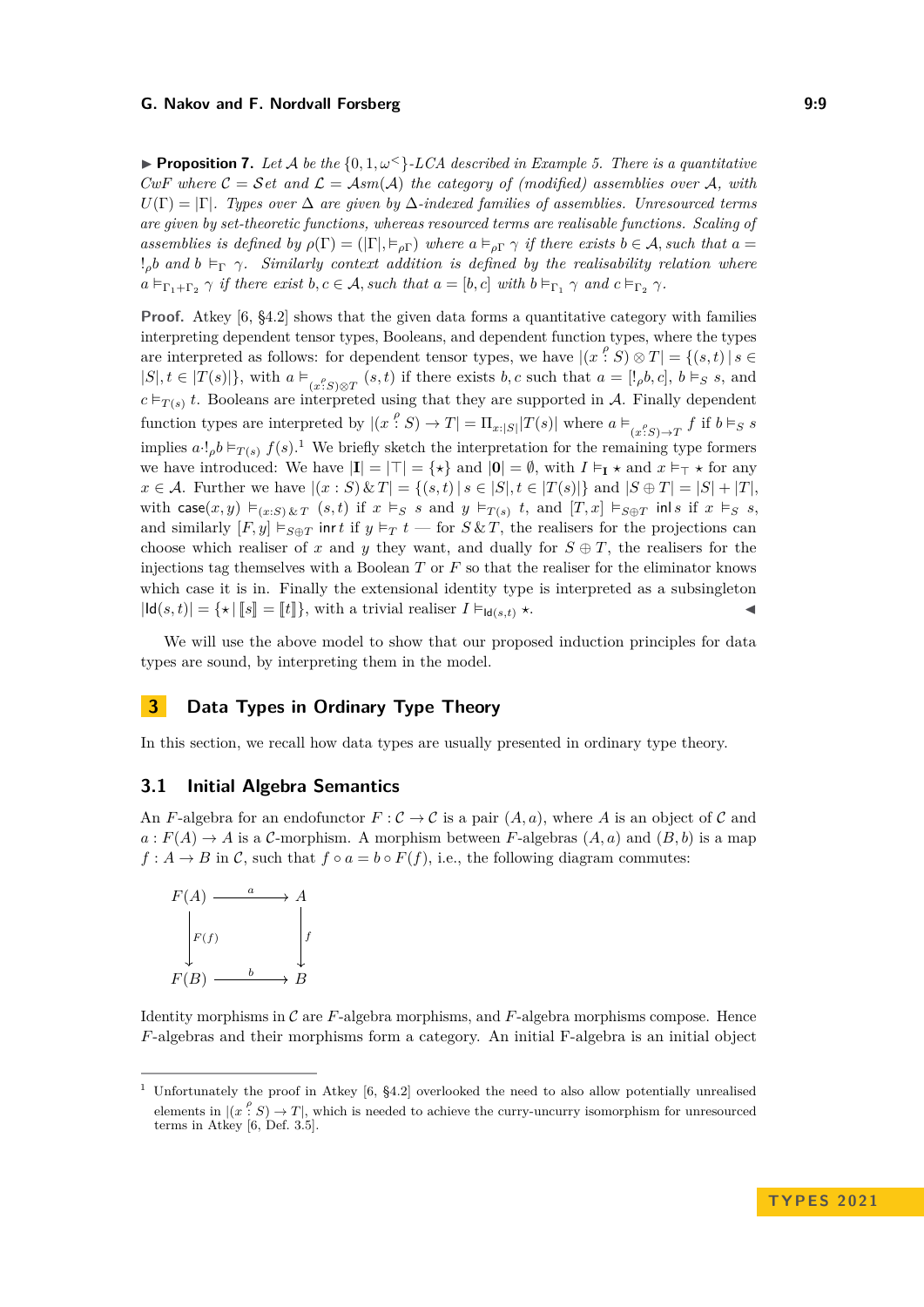▶ **Proposition 7.** *Let $\mathcal{A}$ be the $\{0, 1, \omega^{<}\}$-LCA described in Example 5. There is a quantitative CwF where $\mathcal{C} = \mathcal{S}et$ and $\mathcal{L} = \mathcal{A}sm(\mathcal{A})$ the category of (modified) assemblies over $\mathcal{A}$, with $U(\Gamma) = |\Gamma|$. Types over $\Delta$ are given by $\Delta$-indexed families of assemblies. Unresourced terms are given by set-theoretic functions, whereas resourced terms are realisable functions. Scaling of assemblies is defined by $\rho(\Gamma) = (|\Gamma|, \vDash_{\rho\Gamma})$ where $a \vDash_{\rho\Gamma} \gamma$ if there exists $b \in \mathcal{A}$, such that $a = !_\rho b$ and $b \vDash_\Gamma \gamma$. Similarly context addition is defined by the realisability relation where $a \vDash_{\Gamma_1+\Gamma_2} \gamma$ if there exist $b, c \in \mathcal{A}$, such that $a = [b, c]$ with $b \vDash_{\Gamma_1} \gamma$ and $c \vDash_{\Gamma_2} \gamma$.*

**Proof.** Atkey [6, §4.2] shows that the given data forms a quantitative category with families interpreting dependent tensor types, Booleans, and dependent function types, where the types are interpreted as follows: for dependent tensor types, we have $|(x \overset{\rho}{:} S) \otimes T| = \{(s, t) \mid s \in |S|, t \in |T(s)|\}$, with $a \vDash_{(x \overset{\rho}{:} S) \otimes T} (s, t)$ if there exists $b, c$ such that $a = [!_\rho b, c]$, $b \vDash_S s$, and $c \vDash_{T(s)} t$. Booleans are interpreted using that they are supported in $\mathcal{A}$. Finally dependent function types are interpreted by $|(x \overset{\rho}{:} S) \to T| = \Pi_{x:|S|}|T(s)|$ where $a \vDash_{(x \overset{\rho}{:} S) \to T} f$ if $b \vDash_S s$ implies $a \cdot !_\rho b \vDash_{T(s)} f(s)$.[1] We briefly sketch the interpretation for the remaining type formers we have introduced: We have $|\mathbf{I}| = |\top| = \{\star\}$ and $|\mathbf{0}| = \emptyset$, with $I \vDash_{\mathbf{I}} \star$ and $x \vDash_\top \star$ for any $x \in \mathcal{A}$. Further we have $|(x : S) \,\&\, T| = \{(s, t) \mid s \in |S|, t \in |T(s)|\}$ and $|S \oplus T| = |S| + |T|$, with $\mathsf{case}(x, y) \vDash_{(x:S) \,\&\, T} (s, t)$ if $x \vDash_S s$ and $y \vDash_{T(s)} t$, and $[T, x] \vDash_{S \oplus T} \mathsf{inl}\, s$ if $x \vDash_S s$, and similarly $[F, y] \vDash_{S \oplus T} \mathsf{inr}\, t$ if $y \vDash_T t$ — for $S \,\&\, T$, the realisers for the projections can choose which realiser of $x$ and $y$ they want, and dually for $S \oplus T$, the realisers for the injections tag themselves with a Boolean $T$ or $F$ so that the realiser for the eliminator knows which case it is in. Finally the extensional identity type is interpreted as a subsingleton $|\mathsf{Id}(s, t)| = \{\star \mid [\![s]\!] = [\![t]\!]\}$, with a trivial realiser $I \vDash_{\mathsf{Id}(s,t)} \star$. ◀

We will use the above model to show that our proposed induction principles for data types are sound, by interpreting them in the model.

# 3 Data Types in Ordinary Type Theory

In this section, we recall how data types are usually presented in ordinary type theory.

## 3.1 Initial Algebra Semantics

An $F$-algebra for an endofunctor $F : \mathcal{C} \to \mathcal{C}$ is a pair $(A, a)$, where $A$ is an object of $\mathcal{C}$ and $a : F(A) \to A$ is a $\mathcal{C}$-morphism. A morphism between $F$-algebras $(A, a)$ and $(B, b)$ is a map $f : A \to B$ in $\mathcal{C}$, such that $f \circ a = b \circ F(f)$, i.e., the following diagram commutes:

$$\begin{array}{ccc} F(A) & \xrightarrow{a} & A \\ \downarrow{\scriptstyle F(f)} & & \downarrow{\scriptstyle f} \\ F(B) & \xrightarrow{b} & B \end{array}$$

Identity morphisms in $\mathcal{C}$ are $F$-algebra morphisms, and $F$-algebra morphisms compose. Hence $F$-algebras and their morphisms form a category. An initial F-algebra is an initial object

[1] Unfortunately the proof in Atkey [6, §4.2] overlooked the need to also allow potentially unrealised elements in $|(x \overset{\rho}{:} S) \to T|$, which is needed to achieve the curry-uncurry isomorphism for unresourced terms in Atkey [6, Def. 3.5].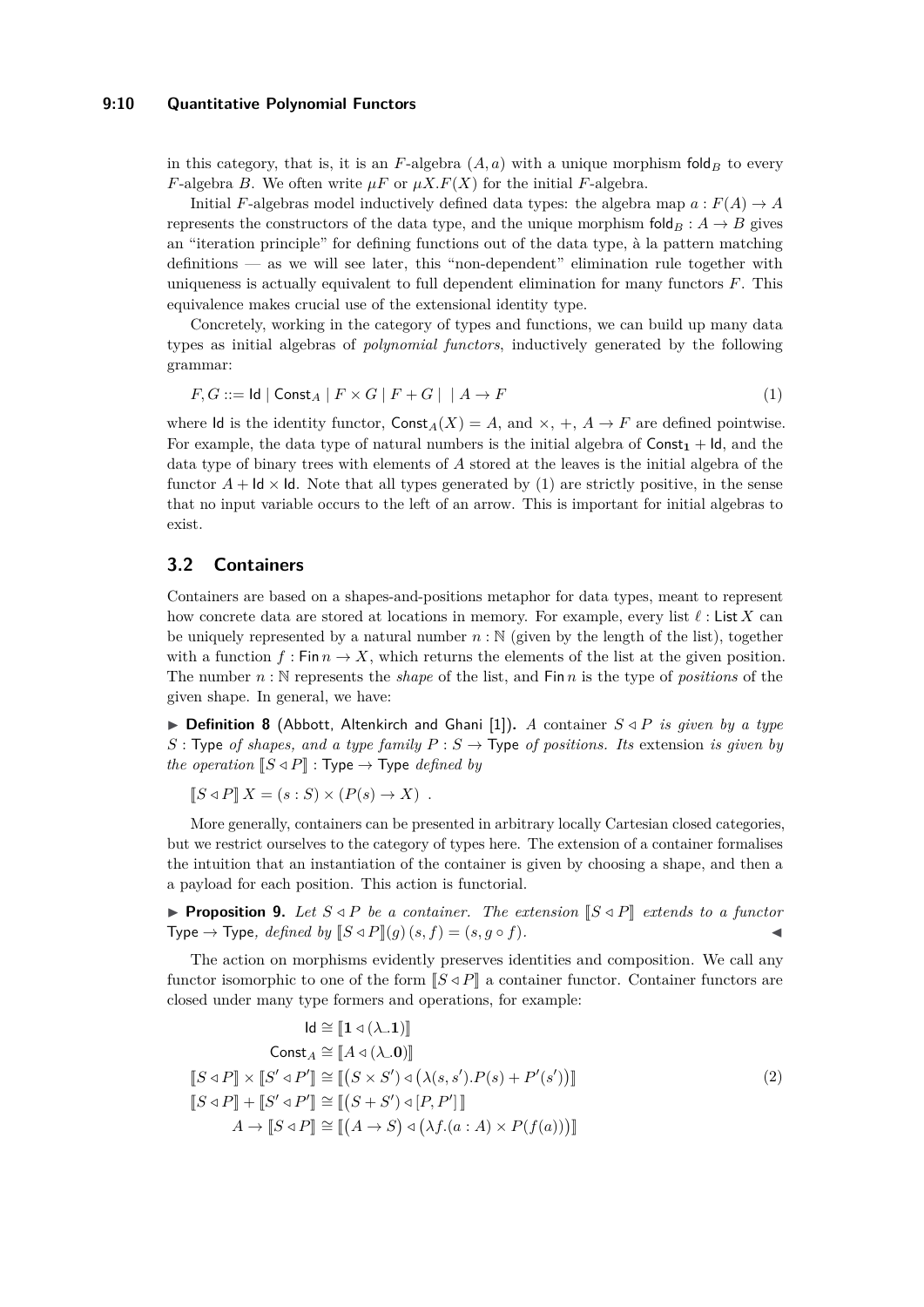in this category, that is, it is an $F$-algebra $(A, a)$ with a unique morphism $\mathsf{fold}_B$ to every $F$-algebra $B$. We often write $\mu F$ or $\mu X.F(X)$ for the initial $F$-algebra.

Initial $F$-algebras model inductively defined data types: the algebra map $a : F(A) \to A$ represents the constructors of the data type, and the unique morphism $\mathsf{fold}_B : A \to B$ gives an "iteration principle" for defining functions out of the data type, à la pattern matching definitions — as we will see later, this "non-dependent" elimination rule together with uniqueness is actually equivalent to full dependent elimination for many functors $F$. This equivalence makes crucial use of the extensional identity type.

Concretely, working in the category of types and functions, we can build up many data types as initial algebras of *polynomial functors*, inductively generated by the following grammar:

$$F, G ::= \mathsf{Id} \mid \mathsf{Const}_A \mid F \times G \mid F + G \mid \mid A \to F \tag{1}$$

where $\mathsf{Id}$ is the identity functor, $\mathsf{Const}_A(X) = A$, and $\times$, $+$, $A \to F$ are defined pointwise. For example, the data type of natural numbers is the initial algebra of $\mathsf{Const}_{\mathbf{1}} + \mathsf{Id}$, and the data type of binary trees with elements of $A$ stored at the leaves is the initial algebra of the functor $A + \mathsf{Id} \times \mathsf{Id}$. Note that all types generated by (1) are strictly positive, in the sense that no input variable occurs to the left of an arrow. This is important for initial algebras to exist.

## 3.2 Containers

Containers are based on a shapes-and-positions metaphor for data types, meant to represent how concrete data are stored at locations in memory. For example, every list $\ell : \mathsf{List}\, X$ can be uniquely represented by a natural number $n : \mathbb{N}$ (given by the length of the list), together with a function $f : \mathsf{Fin}\, n \to X$, which returns the elements of the list at the given position. The number $n : \mathbb{N}$ represents the *shape* of the list, and $\mathsf{Fin}\, n$ is the type of *positions* of the given shape. In general, we have:

▶ **Definition 8** (Abbott, Altenkirch and Ghani [1])**.** *A container $S \triangleleft P$ is given by a type $S$ : $\mathsf{Type}$ of shapes, and a type family $P : S \to \mathsf{Type}$ of positions. Its* extension *is given by the operation $[\![S \triangleleft P]\!] : \mathsf{Type} \to \mathsf{Type}$ defined by*

$$[\![S \triangleleft P]\!]\, X = (s : S) \times (P(s) \to X)\ .$$

More generally, containers can be presented in arbitrary locally Cartesian closed categories, but we restrict ourselves to the category of types here. The extension of a container formalises the intuition that an instantiation of the container is given by choosing a shape, and then a payload for each position. This action is functorial.

▶ **Proposition 9.** *Let $S \triangleleft P$ be a container. The extension $[\![S \triangleleft P]\!]$ extends to a functor $\mathsf{Type} \to \mathsf{Type}$, defined by $[\![S \triangleleft P]\!](g)\,(s, f) = (s, g \circ f)$.* ◀

The action on morphisms evidently preserves identities and composition. We call any functor isomorphic to one of the form $[\![S \triangleleft P]\!]$ a container functor. Container functors are closed under many type formers and operations, for example:

$$\begin{aligned}
\mathsf{Id} &\cong [\![\mathbf{1} \triangleleft (\lambda\_.\mathbf{1})]\!] \\
\mathsf{Const}_A &\cong [\![A \triangleleft (\lambda\_.\mathbf{0})]\!] \\
[\![S \triangleleft P]\!] \times [\![S' \triangleleft P']\!] &\cong [\![(S \times S') \triangleleft \big(\lambda(s, s').P(s) + P'(s')\big)]\!] \\
[\![S \triangleleft P]\!] + [\![S' \triangleleft P']\!] &\cong [\![(S + S') \triangleleft [P, P']\,]\!] \\
A \to [\![S \triangleleft P]\!] &\cong [\![\big(A \to S\big) \triangleleft \big(\lambda f.(a : A) \times P(f(a))\big)]\!]
\end{aligned} \tag{2}$$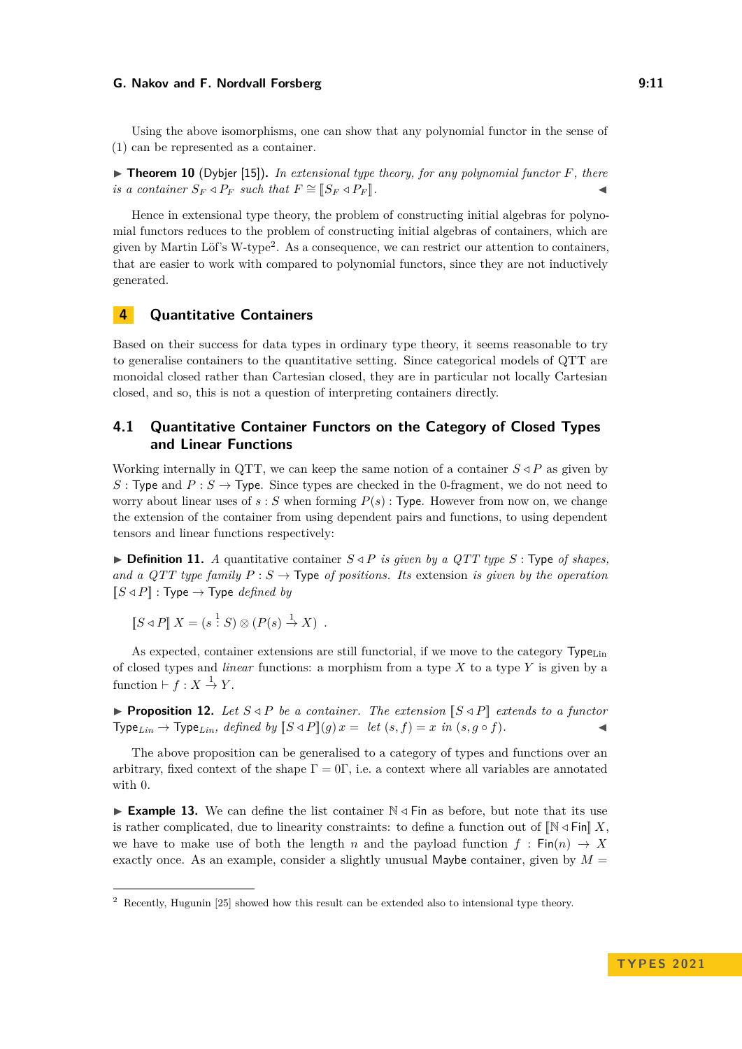Using the above isomorphisms, one can show that any polynomial functor in the sense of (1) can be represented as a container.

▶ **Theorem 10** (Dybjer [15]). *In extensional type theory, for any polynomial functor $F$, there is a container $S_F \triangleleft P_F$ such that $F \cong [\![S_F \triangleleft P_F]\!]$.* ◀

Hence in extensional type theory, the problem of constructing initial algebras for polynomial functors reduces to the problem of constructing initial algebras of containers, which are given by Martin Löf's W-type[2]. As a consequence, we can restrict our attention to containers, that are easier to work with compared to polynomial functors, since they are not inductively generated.

# 4 Quantitative Containers

Based on their success for data types in ordinary type theory, it seems reasonable to try to generalise containers to the quantitative setting. Since categorical models of QTT are monoidal closed rather than Cartesian closed, they are in particular not locally Cartesian closed, and so, this is not a question of interpreting containers directly.

## 4.1 Quantitative Container Functors on the Category of Closed Types and Linear Functions

Working internally in QTT, we can keep the same notion of a container $S \triangleleft P$ as given by $S : \mathsf{Type}$ and $P : S \to \mathsf{Type}$. Since types are checked in the 0-fragment, we do not need to worry about linear uses of $s : S$ when forming $P(s) : \mathsf{Type}$. However from now on, we change the extension of the container from using dependent pairs and functions, to using dependent tensors and linear functions respectively:

▶ **Definition 11.** *A* quantitative container *$S \triangleleft P$ is given by a QTT type $S : \mathsf{Type}$ of shapes, and a QTT type family $P : S \to \mathsf{Type}$ of positions. Its* extension *is given by the operation $[\![S \triangleleft P]\!] : \mathsf{Type} \to \mathsf{Type}$ defined by*

$$[\![S \triangleleft P]\!]\, X = (s \overset{1}{:} S) \otimes (P(s) \overset{1}{\to} X) \enspace .$$

As expected, container extensions are still functorial, if we move to the category $\mathsf{Type}_{\mathrm{Lin}}$ of closed types and *linear* functions: a morphism from a type $X$ to a type $Y$ is given by a function $\vdash f : X \overset{1}{\to} Y$.

▶ **Proposition 12.** *Let $S \triangleleft P$ be a container. The extension $[\![S \triangleleft P]\!]$ extends to a functor $\mathsf{Type}_{Lin} \to \mathsf{Type}_{Lin}$, defined by $[\![S \triangleleft P]\!](g)\, x =$ let $(s, f) = x$ in $(s, g \circ f)$.* ◀

The above proposition can be generalised to a category of types and functions over an arbitrary, fixed context of the shape $\Gamma = 0\Gamma$, i.e. a context where all variables are annotated with 0.

▶ **Example 13.** We can define the list container $\mathbb{N} \triangleleft \mathsf{Fin}$ as before, but note that its use is rather complicated, due to linearity constraints: to define a function out of $[\![\mathbb{N} \triangleleft \mathsf{Fin}]\!]\, X$, we have to make use of both the length $n$ and the payload function $f : \mathsf{Fin}(n) \to X$ exactly once. As an example, consider a slightly unusual $\mathsf{Maybe}$ container, given by $M =$

[2] Recently, Hugunin [25] showed how this result can be extended also to intensional type theory.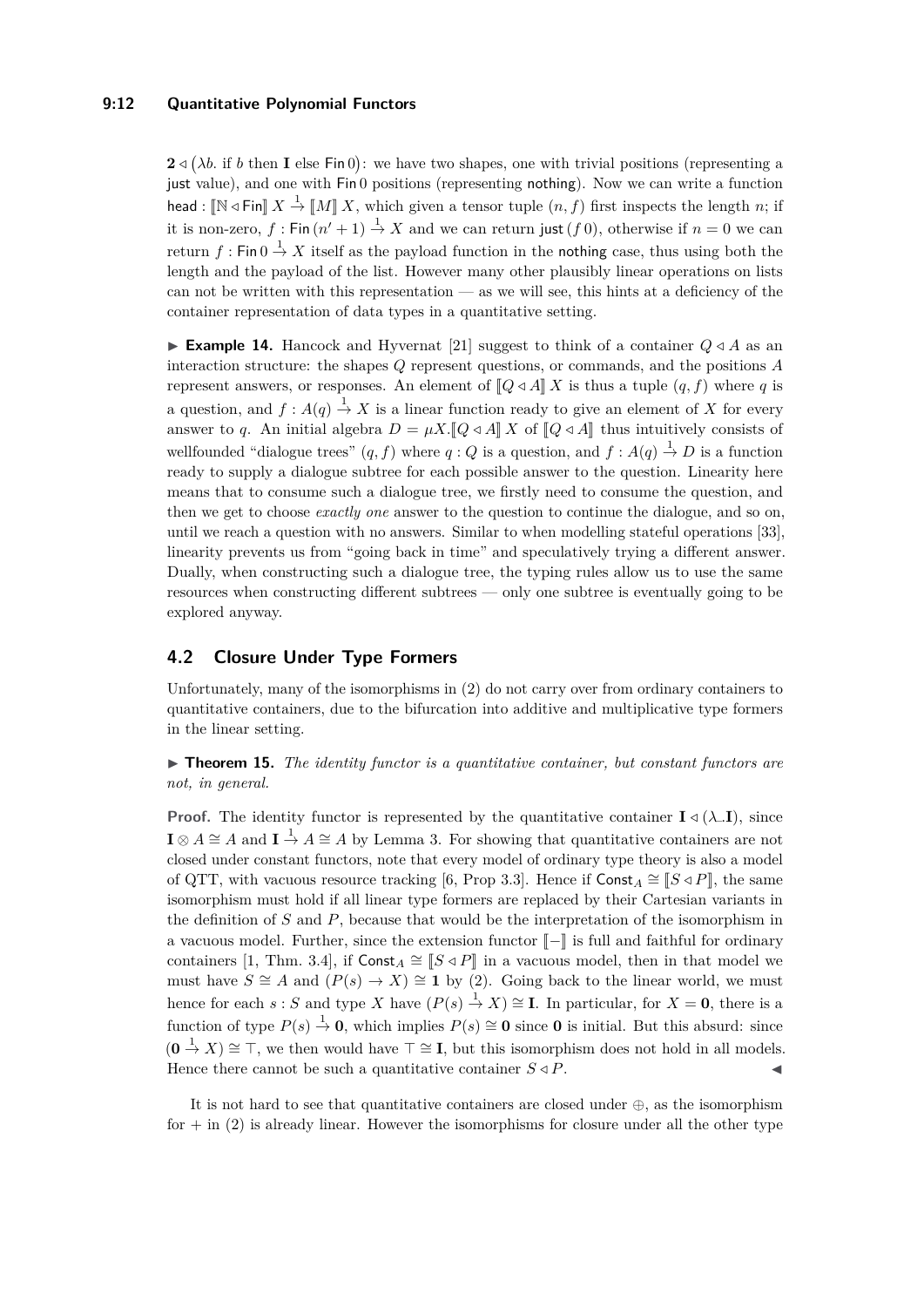$\mathbf{2} \lhd (\lambda b.\ \text{if } b \text{ then } \mathbf{I} \text{ else } \mathsf{Fin}\,0)$: we have two shapes, one with trivial positions (representing a $\mathsf{just}$ value), and one with $\mathsf{Fin}\,0$ positions (representing $\mathsf{nothing}$). Now we can write a function $\mathsf{head} : [\![\mathbb{N} \lhd \mathsf{Fin}]\!]\, X \xrightarrow{1} [\![M]\!]\, X$, which given a tensor tuple $(n, f)$ first inspects the length $n$; if it is non-zero, $f : \mathsf{Fin}\,(n'+1) \xrightarrow{1} X$ and we can return $\mathsf{just}\,(f\,0)$, otherwise if $n = 0$ we can return $f : \mathsf{Fin}\,0 \xrightarrow{1} X$ itself as the payload function in the $\mathsf{nothing}$ case, thus using both the length and the payload of the list. However many other plausibly linear operations on lists can not be written with this representation — as we will see, this hints at a deficiency of the container representation of data types in a quantitative setting.

▶ **Example 14.** Hancock and Hyvernat [21] suggest to think of a container $Q \lhd A$ as an interaction structure: the shapes $Q$ represent questions, or commands, and the positions $A$ represent answers, or responses. An element of $[\![Q \lhd A]\!]\, X$ is thus a tuple $(q, f)$ where $q$ is a question, and $f : A(q) \xrightarrow{1} X$ is a linear function ready to give an element of $X$ for every answer to $q$. An initial algebra $D = \mu X.[\![Q \lhd A]\!]\, X$ of $[\![Q \lhd A]\!]$ thus intuitively consists of wellfounded "dialogue trees" $(q, f)$ where $q : Q$ is a question, and $f : A(q) \xrightarrow{1} D$ is a function ready to supply a dialogue subtree for each possible answer to the question. Linearity here means that to consume such a dialogue tree, we firstly need to consume the question, and then we get to choose *exactly one* answer to the question to continue the dialogue, and so on, until we reach a question with no answers. Similar to when modelling stateful operations [33], linearity prevents us from "going back in time" and speculatively trying a different answer. Dually, when constructing such a dialogue tree, the typing rules allow us to use the same resources when constructing different subtrees — only one subtree is eventually going to be explored anyway.

## 4.2 Closure Under Type Formers

Unfortunately, many of the isomorphisms in (2) do not carry over from ordinary containers to quantitative containers, due to the bifurcation into additive and multiplicative type formers in the linear setting.

▶ **Theorem 15.** *The identity functor is a quantitative container, but constant functors are not, in general.*

**Proof.** The identity functor is represented by the quantitative container $\mathbf{I} \lhd (\lambda\_.\mathbf{I})$, since $\mathbf{I} \otimes A \cong A$ and $\mathbf{I} \xrightarrow{1} A \cong A$ by Lemma 3. For showing that quantitative containers are not closed under constant functors, note that every model of ordinary type theory is also a model of QTT, with vacuous resource tracking [6, Prop 3.3]. Hence if $\mathsf{Const}_A \cong [\![S \lhd P]\!]$, the same isomorphism must hold if all linear type formers are replaced by their Cartesian variants in the definition of $S$ and $P$, because that would be the interpretation of the isomorphism in a vacuous model. Further, since the extension functor $[\![-]\!]$ is full and faithful for ordinary containers [1, Thm. 3.4], if $\mathsf{Const}_A \cong [\![S \lhd P]\!]$ in a vacuous model, then in that model we must have $S \cong A$ and $(P(s) \to X) \cong \mathbf{1}$ by (2). Going back to the linear world, we must hence for each $s : S$ and type $X$ have $(P(s) \xrightarrow{1} X) \cong \mathbf{I}$. In particular, for $X = \mathbf{0}$, there is a function of type $P(s) \xrightarrow{1} \mathbf{0}$, which implies $P(s) \cong \mathbf{0}$ since $\mathbf{0}$ is initial. But this absurd: since $(\mathbf{0} \xrightarrow{1} X) \cong \top$, we then would have $\top \cong \mathbf{I}$, but this isomorphism does not hold in all models. Hence there cannot be such a quantitative container $S \lhd P$. ◀

It is not hard to see that quantitative containers are closed under $\oplus$, as the isomorphism for $+$ in (2) is already linear. However the isomorphisms for closure under all the other type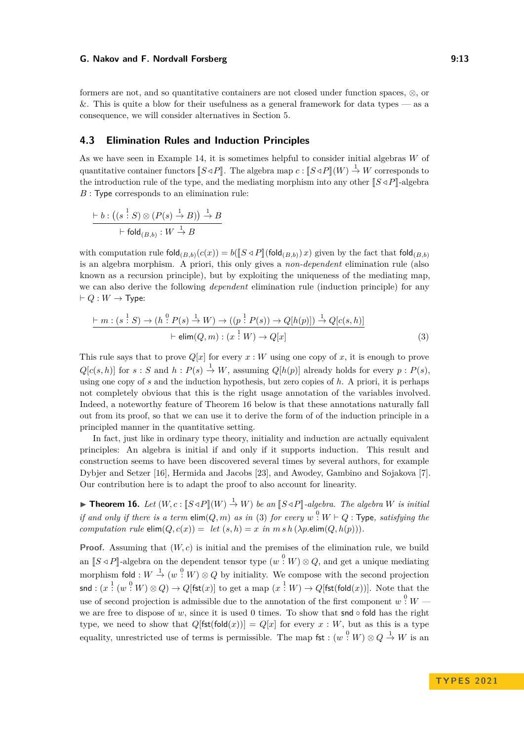formers are not, and so quantitative containers are not closed under function spaces, $\otimes$, or $\&$. This is quite a blow for their usefulness as a general framework for data types — as a consequence, we will consider alternatives in Section 5.

## 4.3 Elimination Rules and Induction Principles

As we have seen in Example 14, it is sometimes helpful to consider initial algebras $W$ of quantitative container functors $[\![S \triangleleft P]\!]$. The algebra map $c : [\![S \triangleleft P]\!](W) \xrightarrow{1} W$ corresponds to the introduction rule of the type, and the mediating morphism into any other $[\![S \triangleleft P]\!]$-algebra $B : \mathsf{Type}$ corresponds to an elimination rule:

$$\frac{\vdash b : \left((s \overset{1}{:} S) \otimes (P(s) \xrightarrow{1} B)\right) \xrightarrow{1} B}{\vdash \mathsf{fold}_{(B,b)} : W \xrightarrow{1} B}$$

with computation rule $\mathsf{fold}_{(B,b)}(c(x)) = b([\![S \triangleleft P]\!](\mathsf{fold}_{(B,b)})\, x)$ given by the fact that $\mathsf{fold}_{(B,b)}$ is an algebra morphism. A priori, this only gives a *non-dependent* elimination rule (also known as a recursion principle), but by exploiting the uniqueness of the mediating map, we can also derive the following *dependent* elimination rule (induction principle) for any $\vdash Q : W \to \mathsf{Type}$:

$$\frac{\vdash m : (s \overset{1}{:} S) \to (h \overset{0}{:} P(s) \xrightarrow{1} W) \to ((p \overset{1}{:} P(s)) \to Q[h(p)]) \xrightarrow{1} Q[c(s,h)]}{\vdash \mathsf{elim}(Q,m) : (x \overset{1}{:} W) \to Q[x]} \tag{3}$$

This rule says that to prove $Q[x]$ for every $x : W$ using one copy of $x$, it is enough to prove $Q[c(s,h)]$ for $s : S$ and $h : P(s) \xrightarrow{1} W$, assuming $Q[h(p)]$ already holds for every $p : P(s)$, using one copy of $s$ and the induction hypothesis, but zero copies of $h$. A priori, it is perhaps not completely obvious that this is the right usage annotation of the variables involved. Indeed, a noteworthy feature of Theorem 16 below is that these annotations naturally fall out from its proof, so that we can use it to derive the form of of the induction principle in a principled manner in the quantitative setting.

In fact, just like in ordinary type theory, initiality and induction are actually equivalent principles: An algebra is initial if and only if it supports induction. This result and construction seems to have been discovered several times by several authors, for example Dybjer and Setzer [16], Hermida and Jacobs [23], and Awodey, Gambino and Sojakova [7]. Our contribution here is to adapt the proof to also account for linearity.

▶ **Theorem 16.** *Let $(W, c : [\![S \triangleleft P]\!](W) \xrightarrow{1} W)$ be an $[\![S \triangleleft P]\!]$-algebra. The algebra $W$ is initial if and only if there is a term $\mathsf{elim}(Q,m)$ as in (3) for every $w \overset{0}{:} W \vdash Q : \mathsf{Type}$, satisfying the computation rule $\mathsf{elim}(Q, c(x)) =$ let $(s,h) = x$ in $m\, s\, h\, (\lambda p.\mathsf{elim}(Q, h(p)))$.*

**Proof.** Assuming that $(W, c)$ is initial and the premises of the elimination rule, we build an $[\![S \triangleleft P]\!]$-algebra on the dependent tensor type $(w \overset{0}{:} W) \otimes Q$, and get a unique mediating morphism $\mathsf{fold} : W \xrightarrow{1} (w \overset{0}{:} W) \otimes Q$ by initiality. We compose with the second projection $\mathsf{snd} : (x \overset{1}{:} (w \overset{0}{:} W) \otimes Q) \to Q[\mathsf{fst}(x)]$ to get a map $(x \overset{1}{:} W) \to Q[\mathsf{fst}(\mathsf{fold}(x))]$. Note that the use of second projection is admissible due to the annotation of the first component $w \overset{0}{:} W$ — we are free to dispose of $w$, since it is used 0 times. To show that $\mathsf{snd} \circ \mathsf{fold}$ has the right type, we need to show that $Q[\mathsf{fst}(\mathsf{fold}(x))] = Q[x]$ for every $x : W$, but as this is a type equality, unrestricted use of terms is permissible. The map $\mathsf{fst} : (w \overset{0}{:} W) \otimes Q \xrightarrow{1} W$ is an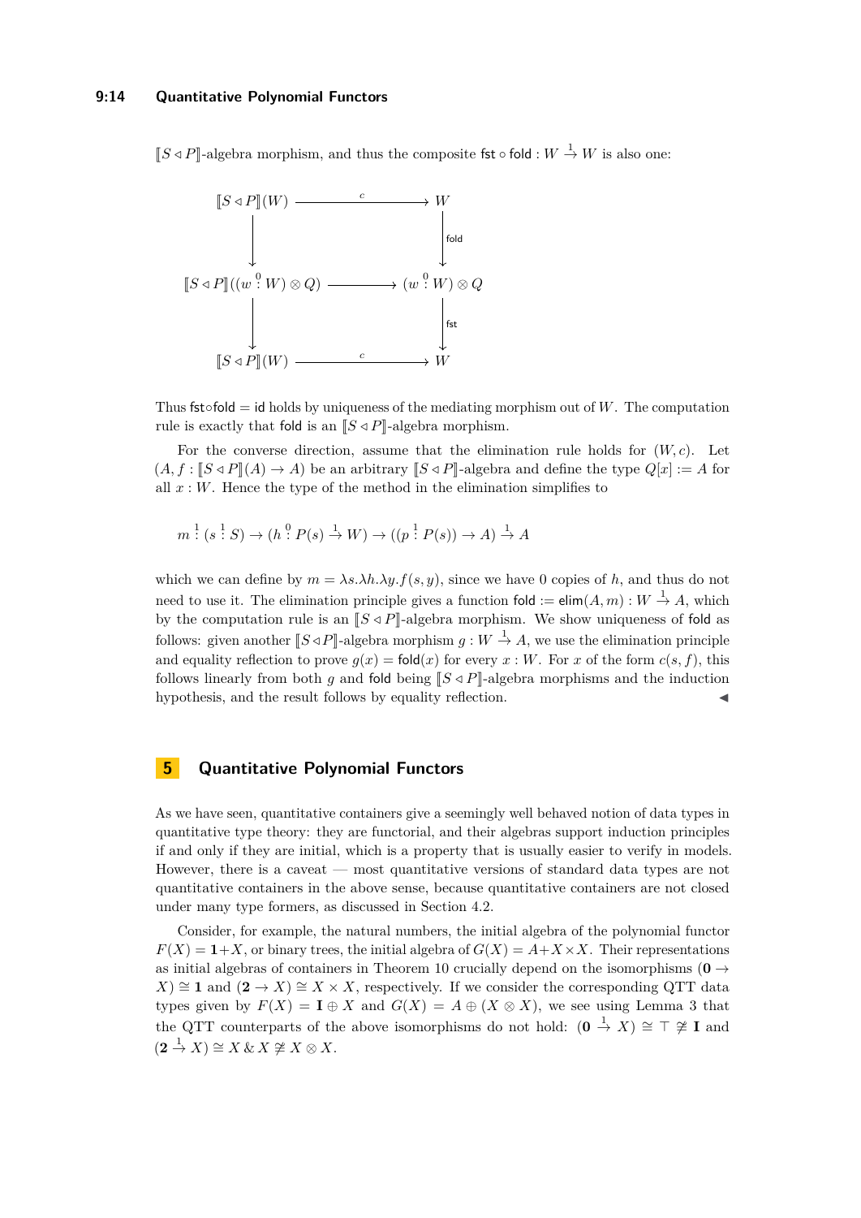$[\![S \triangleleft P]\!]$-algebra morphism, and thus the composite $\mathsf{fst} \circ \mathsf{fold} : W \xrightarrow{1} W$ is also one:

$$
\begin{array}{ccc}
[\![S \triangleleft P]\!](W) & \xrightarrow{\quad c \quad} & W \\
\downarrow & & \downarrow \mathsf{fold} \\
[\![S \triangleleft P]\!]((w \overset{0}{:} W) \otimes Q) & \longrightarrow & (w \overset{0}{:} W) \otimes Q \\
\downarrow & & \downarrow \mathsf{fst} \\
[\![S \triangleleft P]\!](W) & \xrightarrow{\quad c \quad} & W
\end{array}
$$

Thus $\mathsf{fst} \circ \mathsf{fold} = \mathsf{id}$ holds by uniqueness of the mediating morphism out of $W$. The computation rule is exactly that $\mathsf{fold}$ is an $[\![S \triangleleft P]\!]$-algebra morphism.

For the converse direction, assume that the elimination rule holds for $(W, c)$. Let $(A, f : [\![S \triangleleft P]\!](A) \to A)$ be an arbitrary $[\![S \triangleleft P]\!]$-algebra and define the type $Q[x] := A$ for all $x : W$. Hence the type of the method in the elimination simplifies to

$$
m \overset{1}{:} (s \overset{1}{:} S) \to (h \overset{0}{:} P(s) \xrightarrow{1} W) \to ((p \overset{1}{:} P(s)) \to A) \xrightarrow{1} A
$$

which we can define by $m = \lambda s.\lambda h.\lambda y.f(s, y)$, since we have 0 copies of $h$, and thus do not need to use it. The elimination principle gives a function $\mathsf{fold} := \mathsf{elim}(A, m) : W \xrightarrow{1} A$, which by the computation rule is an $[\![S \triangleleft P]\!]$-algebra morphism. We show uniqueness of $\mathsf{fold}$ as follows: given another $[\![S \triangleleft P]\!]$-algebra morphism $g : W \xrightarrow{1} A$, we use the elimination principle and equality reflection to prove $g(x) = \mathsf{fold}(x)$ for every $x : W$. For $x$ of the form $c(s, f)$, this follows linearly from both $g$ and $\mathsf{fold}$ being $[\![S \triangleleft P]\!]$-algebra morphisms and the induction hypothesis, and the result follows by equality reflection. ◀

# 5 Quantitative Polynomial Functors

As we have seen, quantitative containers give a seemingly well behaved notion of data types in quantitative type theory: they are functorial, and their algebras support induction principles if and only if they are initial, which is a property that is usually easier to verify in models. However, there is a caveat — most quantitative versions of standard data types are not quantitative containers in the above sense, because quantitative containers are not closed under many type formers, as discussed in Section 4.2.

Consider, for example, the natural numbers, the initial algebra of the polynomial functor $F(X) = \mathbf{1} + X$, or binary trees, the initial algebra of $G(X) = A + X \times X$. Their representations as initial algebras of containers in Theorem 10 crucially depend on the isomorphisms $(\mathbf{0} \to X) \cong \mathbf{1}$ and $(\mathbf{2} \to X) \cong X \times X$, respectively. If we consider the corresponding QTT data types given by $F(X) = \mathbf{I} \oplus X$ and $G(X) = A \oplus (X \otimes X)$, we see using Lemma 3 that the QTT counterparts of the above isomorphisms do not hold: $(\mathbf{0} \xrightarrow{1} X) \cong \top \not\cong \mathbf{I}$ and $(\mathbf{2} \xrightarrow{1} X) \cong X \,\&\, X \not\cong X \otimes X$.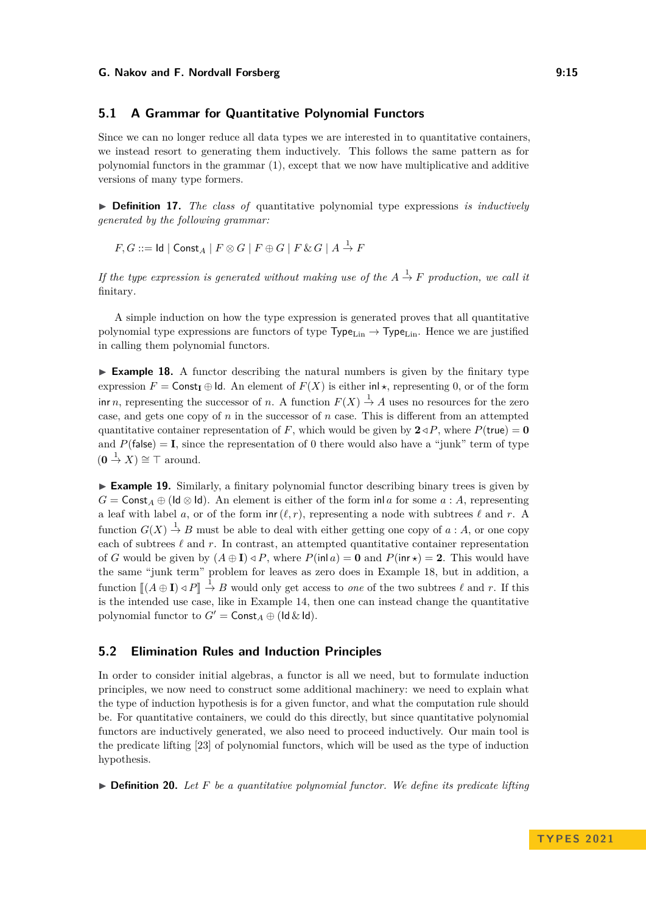## 5.1 A Grammar for Quantitative Polynomial Functors

Since we can no longer reduce all data types we are interested in to quantitative containers, we instead resort to generating them inductively. This follows the same pattern as for polynomial functors in the grammar (1), except that we now have multiplicative and additive versions of many type formers.

▶ **Definition 17.** *The class of* quantitative polynomial type expressions *is inductively generated by the following grammar:*

$$F, G ::= \mathsf{Id} \mid \mathsf{Const}_A \mid F \otimes G \mid F \oplus G \mid F \mathbin{\&} G \mid A \xrightarrow{1} F$$

*If the type expression is generated without making use of the $A \xrightarrow{1} F$ production, we call it* finitary.

A simple induction on how the type expression is generated proves that all quantitative polynomial type expressions are functors of type $\mathsf{Type}_{\mathrm{Lin}} \to \mathsf{Type}_{\mathrm{Lin}}$. Hence we are justified in calling them polynomial functors.

▶ **Example 18.** A functor describing the natural numbers is given by the finitary type expression $F = \mathsf{Const}_{\mathbf{I}} \oplus \mathsf{Id}$. An element of $F(X)$ is either $\mathsf{inl}\,\star$, representing 0, or of the form $\mathsf{inr}\,n$, representing the successor of $n$. A function $F(X) \xrightarrow{1} A$ uses no resources for the zero case, and gets one copy of $n$ in the successor of $n$ case. This is different from an attempted quantitative container representation of $F$, which would be given by $\mathbf{2} \lhd P$, where $P(\mathsf{true}) = \mathbf{0}$ and $P(\mathsf{false}) = \mathbf{I}$, since the representation of 0 there would also have a "junk" term of type $(\mathbf{0} \xrightarrow{1} X) \cong \top$ around.

▶ **Example 19.** Similarly, a finitary polynomial functor describing binary trees is given by $G = \mathsf{Const}_A \oplus (\mathsf{Id} \otimes \mathsf{Id})$. An element is either of the form $\mathsf{inl}\,a$ for some $a : A$, representing a leaf with label $a$, or of the form $\mathsf{inr}\,(\ell, r)$, representing a node with subtrees $\ell$ and $r$. A function $G(X) \xrightarrow{1} B$ must be able to deal with either getting one copy of $a : A$, or one copy each of subtrees $\ell$ and $r$. In contrast, an attempted quantitative container representation of $G$ would be given by $(A \oplus \mathbf{I}) \lhd P$, where $P(\mathsf{inl}\,a) = \mathbf{0}$ and $P(\mathsf{inr}\,\star) = \mathbf{2}$. This would have the same "junk term" problem for leaves as zero does in Example 18, but in addition, a function $[\![ (A \oplus \mathbf{I}) \lhd P ]\!] \xrightarrow{1} B$ would only get access to *one* of the two subtrees $\ell$ and $r$. If this is the intended use case, like in Example 14, then one can instead change the quantitative polynomial functor to $G' = \mathsf{Const}_A \oplus (\mathsf{Id} \mathbin{\&} \mathsf{Id})$.

## 5.2 Elimination Rules and Induction Principles

In order to consider initial algebras, a functor is all we need, but to formulate induction principles, we now need to construct some additional machinery: we need to explain what the type of induction hypothesis is for a given functor, and what the computation rule should be. For quantitative containers, we could do this directly, but since quantitative polynomial functors are inductively generated, we also need to proceed inductively. Our main tool is the predicate lifting [23] of polynomial functors, which will be used as the type of induction hypothesis.

▶ **Definition 20.** *Let $F$ be a quantitative polynomial functor. We define its predicate lifting*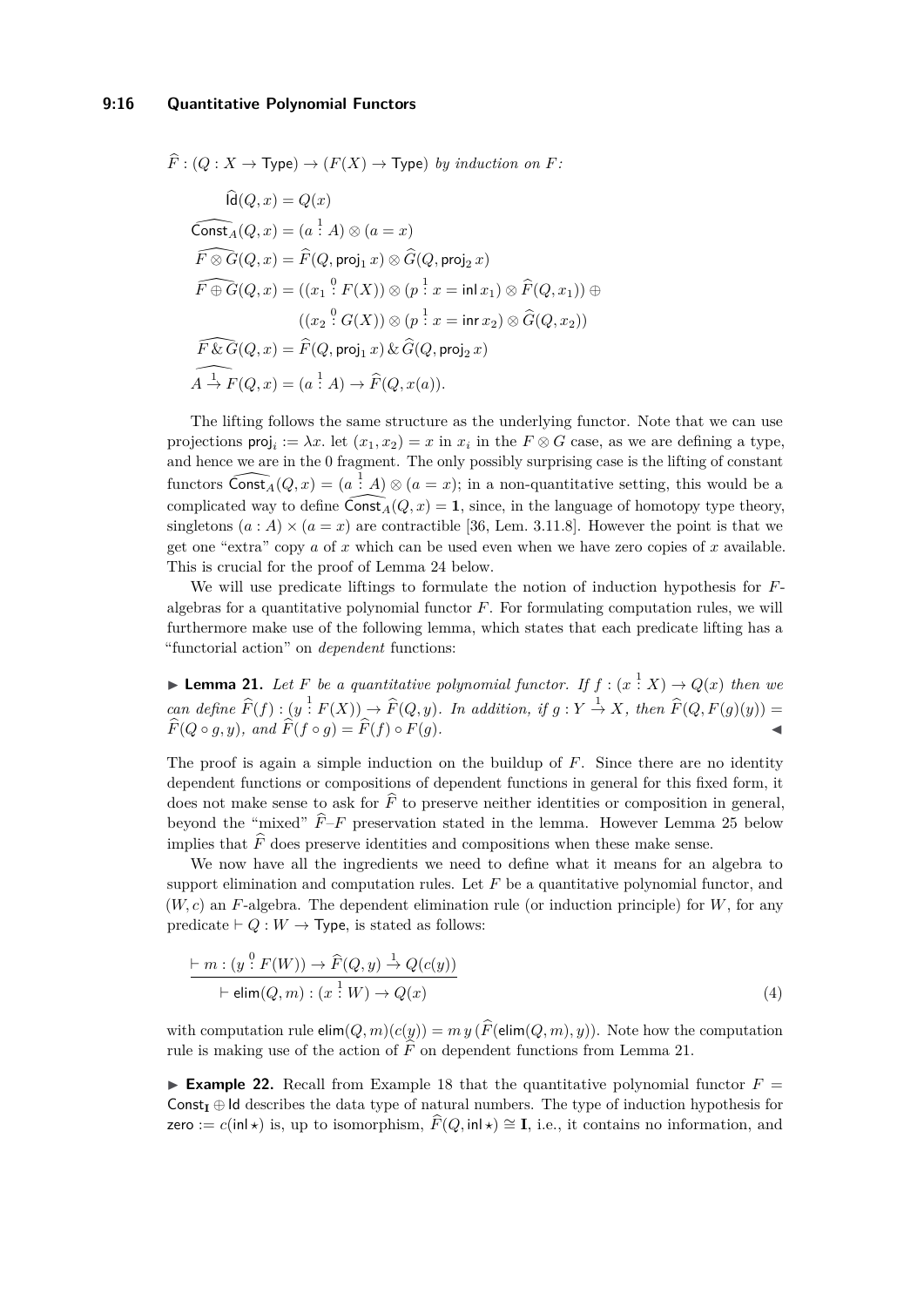$\widehat{F} : (Q : X \to \mathsf{Type}) \to (F(X) \to \mathsf{Type})$ *by induction on $F$:*

$$
\begin{aligned}
\widehat{\mathsf{Id}}(Q, x) &= Q(x) \\
\widehat{\mathsf{Const}_A}(Q, x) &= (a \overset{1}{:} A) \otimes (a = x) \\
\widehat{F \otimes G}(Q, x) &= \widehat{F}(Q, \mathsf{proj}_1\, x) \otimes \widehat{G}(Q, \mathsf{proj}_2\, x) \\
\widehat{F \oplus G}(Q, x) &= ((x_1 \overset{0}{:} F(X)) \otimes (p \overset{1}{:} x = \mathsf{inl}\, x_1) \otimes \widehat{F}(Q, x_1)) \oplus \\
&\qquad ((x_2 \overset{0}{:} G(X)) \otimes (p \overset{1}{:} x = \mathsf{inr}\, x_2) \otimes \widehat{G}(Q, x_2)) \\
\widehat{F \,\&\, G}(Q, x) &= \widehat{F}(Q, \mathsf{proj}_1\, x) \,\&\, \widehat{G}(Q, \mathsf{proj}_2\, x) \\
\widehat{A \overset{1}{\to} F}(Q, x) &= (a \overset{1}{:} A) \to \widehat{F}(Q, x(a)).
\end{aligned}
$$

The lifting follows the same structure as the underlying functor. Note that we can use projections $\mathsf{proj}_i := \lambda x.\ \mathsf{let}\ (x_1, x_2) = x\ \mathsf{in}\ x_i$ in the $F \otimes G$ case, as we are defining a type, and hence we are in the 0 fragment. The only possibly surprising case is the lifting of constant functors $\widehat{\mathsf{Const}_A}(Q, x) = (a \overset{1}{:} A) \otimes (a = x)$; in a non-quantitative setting, this would be a complicated way to define $\widehat{\mathsf{Const}_A}(Q, x) = \mathbf{1}$, since, in the language of homotopy type theory, singletons $(a : A) \times (a = x)$ are contractible [36, Lem. 3.11.8]. However the point is that we get one "extra" copy $a$ of $x$ which can be used even when we have zero copies of $x$ available. This is crucial for the proof of Lemma 24 below.

We will use predicate liftings to formulate the notion of induction hypothesis for $F$-algebras for a quantitative polynomial functor $F$. For formulating computation rules, we will furthermore make use of the following lemma, which states that each predicate lifting has a "functorial action" on *dependent* functions:

▶ **Lemma 21.** *Let $F$ be a quantitative polynomial functor. If $f : (x \overset{1}{:} X) \to Q(x)$ then we can define $\widehat{F}(f) : (y \overset{1}{:} F(X)) \to \widehat{F}(Q, y)$. In addition, if $g : Y \overset{1}{\to} X$, then $\widehat{F}(Q, F(g)(y)) = \widehat{F}(Q \circ g, y)$, and $\widehat{F}(f \circ g) = \widehat{F}(f) \circ F(g)$.* ◀

The proof is again a simple induction on the buildup of $F$. Since there are no identity dependent functions or compositions of dependent functions in general for this fixed form, it does not make sense to ask for $\widehat{F}$ to preserve neither identities or composition in general, beyond the "mixed" $\widehat{F}$–$F$ preservation stated in the lemma. However Lemma 25 below implies that $\widehat{F}$ does preserve identities and compositions when these make sense.

We now have all the ingredients we need to define what it means for an algebra to support elimination and computation rules. Let $F$ be a quantitative polynomial functor, and $(W, c)$ an $F$-algebra. The dependent elimination rule (or induction principle) for $W$, for any predicate $\vdash Q : W \to \mathsf{Type}$, is stated as follows:

$$
\frac{\vdash m : (y \overset{0}{:} F(W)) \to \widehat{F}(Q, y) \overset{1}{\to} Q(c(y))}{\vdash \mathsf{elim}(Q, m) : (x \overset{1}{:} W) \to Q(x)} \tag{4}
$$

with computation rule $\mathsf{elim}(Q, m)(c(y)) = m\, y\, (\widehat{F}(\mathsf{elim}(Q, m), y))$. Note how the computation rule is making use of the action of $\widehat{F}$ on dependent functions from Lemma 21.

▶ **Example 22.** Recall from Example 18 that the quantitative polynomial functor $F = \mathsf{Const}_{\mathbf{I}} \oplus \mathsf{Id}$ describes the data type of natural numbers. The type of induction hypothesis for $\mathsf{zero} := c(\mathsf{inl} \star)$ is, up to isomorphism, $\widehat{F}(Q, \mathsf{inl} \star) \cong \mathbf{I}$, i.e., it contains no information, and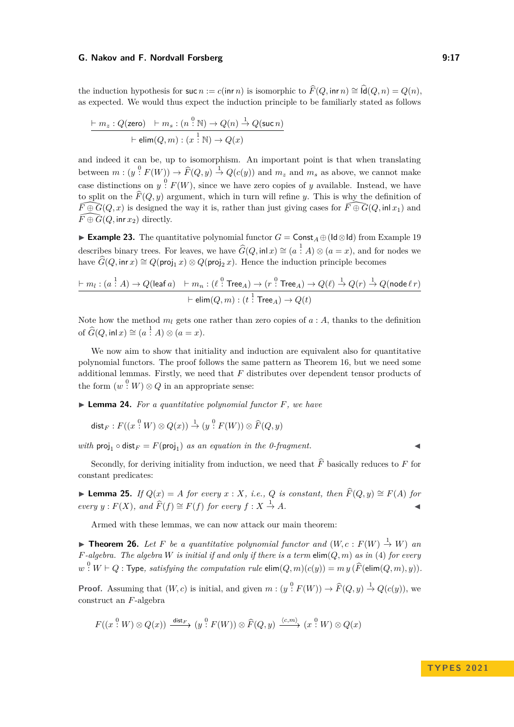the induction hypothesis for $\mathsf{suc}\, n := c(\mathsf{inr}\, n)$ is isomorphic to $\widehat{F}(Q, \mathsf{inr}\, n) \cong \widehat{\mathsf{Id}}(Q, n) = Q(n)$, as expected. We would thus expect the induction principle to be familiarly stated as follows

$$\frac{\vdash m_z : Q(\mathsf{zero}) \quad \vdash m_s : (n \overset{0}{:} \mathbb{N}) \to Q(n) \overset{1}{\to} Q(\mathsf{suc}\, n)}{\vdash \mathsf{elim}(Q, m) : (x \overset{1}{:} \mathbb{N}) \to Q(x)}$$

and indeed it can be, up to isomorphism. An important point is that when translating between $m : (y \overset{0}{:} F(W)) \to \widehat{F}(Q, y) \overset{1}{\to} Q(c(y))$ and $m_z$ and $m_s$ as above, we cannot make case distinctions on $y \overset{0}{:} F(W)$, since we have zero copies of $y$ available. Instead, we have to split on the $\widehat{F}(Q, y)$ argument, which in turn will refine $y$. This is why the definition of $\widehat{F \oplus G}(Q, x)$ is designed the way it is, rather than just giving cases for $\widehat{F \oplus G}(Q, \mathsf{inl}\, x_1)$ and $\widehat{F \oplus G}(Q, \mathsf{inr}\, x_2)$ directly.

▶ **Example 23.** The quantitative polynomial functor $G = \mathsf{Const}_A \oplus (\mathsf{Id} \otimes \mathsf{Id})$ from Example 19 describes binary trees. For leaves, we have $\widehat{G}(Q, \mathsf{inl}\, x) \cong (a \overset{1}{:} A) \otimes (a = x)$, and for nodes we have $\widehat{G}(Q, \mathsf{inr}\, x) \cong Q(\mathsf{proj}_1\, x) \otimes Q(\mathsf{proj}_2\, x)$. Hence the induction principle becomes

$$\frac{\vdash m_l : (a \overset{1}{:} A) \to Q(\mathsf{leaf}\, a) \quad \vdash m_n : (\ell \overset{0}{:} \mathsf{Tree}_A) \to (r \overset{0}{:} \mathsf{Tree}_A) \to Q(\ell) \overset{1}{\to} Q(r) \overset{1}{\to} Q(\mathsf{node}\, \ell\, r)}{\vdash \mathsf{elim}(Q, m) : (t \overset{1}{:} \mathsf{Tree}_A) \to Q(t)}$$

Note how the method $m_l$ gets one rather than zero copies of $a : A$, thanks to the definition of $\widehat{G}(Q, \mathsf{inl}\, x) \cong (a \overset{1}{:} A) \otimes (a = x)$.

We now aim to show that initiality and induction are equivalent also for quantitative polynomial functors. The proof follows the same pattern as Theorem 16, but we need some additional lemmas. Firstly, we need that $F$ distributes over dependent tensor products of the form $(w \overset{0}{:} W) \otimes Q$ in an appropriate sense:

▶ **Lemma 24.** *For a quantitative polynomial functor $F$, we have*

$$\mathsf{dist}_F : F((x \overset{0}{:} W) \otimes Q(x)) \overset{1}{\to} (y \overset{0}{:} F(W)) \otimes \widehat{F}(Q, y)$$

*with $\mathsf{proj}_1 \circ \mathsf{dist}_F = F(\mathsf{proj}_1)$ as an equation in the 0-fragment.* ◀

Secondly, for deriving initiality from induction, we need that $\widehat{F}$ basically reduces to $F$ for constant predicates:

▶ **Lemma 25.** *If $Q(x) = A$ for every $x : X$, i.e., $Q$ is constant, then $\widehat{F}(Q, y) \cong F(A)$ for every $y : F(X)$, and $\widehat{F}(f) \cong F(f)$ for every $f : X \overset{1}{\to} A$.* ◀

Armed with these lemmas, we can now attack our main theorem:

▶ **Theorem 26.** *Let $F$ be a quantitative polynomial functor and $(W, c : F(W) \overset{1}{\to} W)$ an $F$-algebra. The algebra $W$ is initial if and only if there is a term $\mathsf{elim}(Q, m)$ as in (4) for every $w \overset{0}{:} W \vdash Q : \mathsf{Type}$, satisfying the computation rule $\mathsf{elim}(Q, m)(c(y)) = m\, y\, (\widehat{F}(\mathsf{elim}(Q, m), y))$.*

**Proof.** Assuming that $(W, c)$ is initial, and given $m : (y \overset{0}{:} F(W)) \to \widehat{F}(Q, y) \overset{1}{\to} Q(c(y))$, we construct an $F$-algebra

$$F((x \overset{0}{:} W) \otimes Q(x)) \xrightarrow{\mathsf{dist}_F} (y \overset{0}{:} F(W)) \otimes \widehat{F}(Q, y) \xrightarrow{\langle c, m \rangle} (x \overset{0}{:} W) \otimes Q(x)$$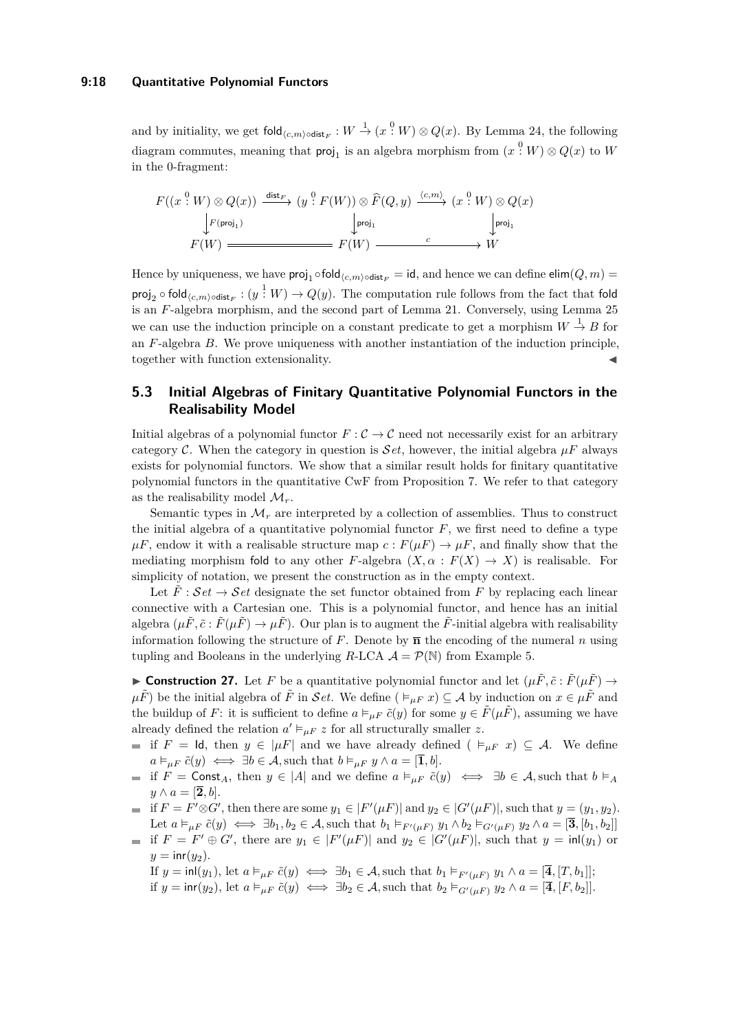and by initiality, we get $\mathsf{fold}_{\langle c,m\rangle\circ\mathsf{dist}_F} : W \xrightarrow{1} (x \overset{0}{:} W) \otimes Q(x)$. By Lemma 24, the following diagram commutes, meaning that $\mathsf{proj}_1$ is an algebra morphism from $(x \overset{0}{:} W) \otimes Q(x)$ to $W$ in the 0-fragment:

$$
\begin{array}{ccccc}
F((x \overset{0}{:} W) \otimes Q(x)) & \xrightarrow{\mathsf{dist}_F} & (y \overset{0}{:} F(W)) \otimes \widehat{F}(Q, y) & \xrightarrow{\langle c,m\rangle} & (x \overset{0}{:} W) \otimes Q(x) \\
\Big\downarrow F(\mathsf{proj}_1) & & \Big\downarrow \mathsf{proj}_1 & & \Big\downarrow \mathsf{proj}_1 \\
F(W) & = & F(W) & \xrightarrow{\quad c \quad} & W
\end{array}
$$

Hence by uniqueness, we have $\mathsf{proj}_1 \circ \mathsf{fold}_{\langle c,m\rangle\circ\mathsf{dist}_F} = \mathsf{id}$, and hence we can define $\mathsf{elim}(Q, m) = \mathsf{proj}_2 \circ \mathsf{fold}_{\langle c,m\rangle\circ\mathsf{dist}_F} : (y \overset{1}{:} W) \to Q(y)$. The computation rule follows from the fact that $\mathsf{fold}$ is an $F$-algebra morphism, and the second part of Lemma 21. Conversely, using Lemma 25 we can use the induction principle on a constant predicate to get a morphism $W \xrightarrow{1} B$ for an $F$-algebra $B$. We prove uniqueness with another instantiation of the induction principle, together with function extensionality. ◀

## 5.3 Initial Algebras of Finitary Quantitative Polynomial Functors in the Realisability Model

Initial algebras of a polynomial functor $F : \mathcal{C} \to \mathcal{C}$ need not necessarily exist for an arbitrary category $\mathcal{C}$. When the category in question is $\mathcal{S}et$, however, the initial algebra $\mu F$ always exists for polynomial functors. We show that a similar result holds for finitary quantitative polynomial functors in the quantitative CwF from Proposition 7. We refer to that category as the realisability model $\mathcal{M}_r$.

Semantic types in $\mathcal{M}_r$ are interpreted by a collection of assemblies. Thus to construct the initial algebra of a quantitative polynomial functor $F$, we first need to define a type $\mu F$, endow it with a realisable structure map $c : F(\mu F) \to \mu F$, and finally show that the mediating morphism $\mathsf{fold}$ to any other $F$-algebra $(X, \alpha : F(X) \to X)$ is realisable. For simplicity of notation, we present the construction as in the empty context.

Let $\tilde{F} : \mathcal{S}et \to \mathcal{S}et$ designate the set functor obtained from $F$ by replacing each linear connective with a Cartesian one. This is a polynomial functor, and hence has an initial algebra $(\mu\tilde{F}, \tilde{c} : \tilde{F}(\mu\tilde{F}) \to \mu\tilde{F})$. Our plan is to augment the $\tilde{F}$-initial algebra with realisability information following the structure of $F$. Denote by $\overline{\mathbf{n}}$ the encoding of the numeral $n$ using tupling and Booleans in the underlying $R$-LCA $\mathcal{A} = \mathcal{P}(\mathbb{N})$ from Example 5.

▶ **Construction 27.** Let $F$ be a quantitative polynomial functor and let $(\mu\tilde{F}, \tilde{c} : \tilde{F}(\mu\tilde{F}) \to \mu\tilde{F})$ be the initial algebra of $\tilde{F}$ in $\mathcal{S}et$. We define $(\vDash_{\mu F} x) \subseteq \mathcal{A}$ by induction on $x \in \mu\tilde{F}$ and the buildup of $F$: it is sufficient to define $a \vDash_{\mu F} \tilde{c}(y)$ for some $y \in \tilde{F}(\mu\tilde{F})$, assuming we have already defined the relation $a' \vDash_{\mu F} z$ for all structurally smaller $z$.

- if $F = \mathsf{Id}$, then $y \in |\mu F|$ and we have already defined $(\vDash_{\mu F} x) \subseteq \mathcal{A}$. We define $a \vDash_{\mu F} \tilde{c}(y) \iff \exists b \in \mathcal{A}$, such that $b \vDash_{\mu F} y \wedge a = [\overline{\mathbf{1}}, b]$.
- if $F = \mathsf{Const}_A$, then $y \in |A|$ and we define $a \vDash_{\mu F} \tilde{c}(y) \iff \exists b \in \mathcal{A}$, such that $b \vDash_A y \wedge a = [\overline{\mathbf{2}}, b]$.
- if $F = F' \otimes G'$, then there are some $y_1 \in |F'(\mu F)|$ and $y_2 \in |G'(\mu F)|$, such that $y = (y_1, y_2)$. Let $a \vDash_{\mu F} \tilde{c}(y) \iff \exists b_1, b_2 \in \mathcal{A}$, such that $b_1 \vDash_{F'(\mu F)} y_1 \wedge b_2 \vDash_{G'(\mu F)} y_2 \wedge a = [\overline{\mathbf{3}}, [b_1, b_2]]$
- if $F = F' \oplus G'$, there are $y_1 \in |F'(\mu F)|$ and $y_2 \in |G'(\mu F)|$, such that $y = \mathsf{inl}(y_1)$ or $y = \mathsf{inr}(y_2)$.
  If $y = \mathsf{inl}(y_1)$, let $a \vDash_{\mu F} \tilde{c}(y) \iff \exists b_1 \in \mathcal{A}$, such that $b_1 \vDash_{F'(\mu F)} y_1 \wedge a = [\overline{\mathbf{4}}, [T, b_1]]$;
  if $y = \mathsf{inr}(y_2)$, let $a \vDash_{\mu F} \tilde{c}(y) \iff \exists b_2 \in \mathcal{A}$, such that $b_2 \vDash_{G'(\mu F)} y_2 \wedge a = [\overline{\mathbf{4}}, [F, b_2]]$.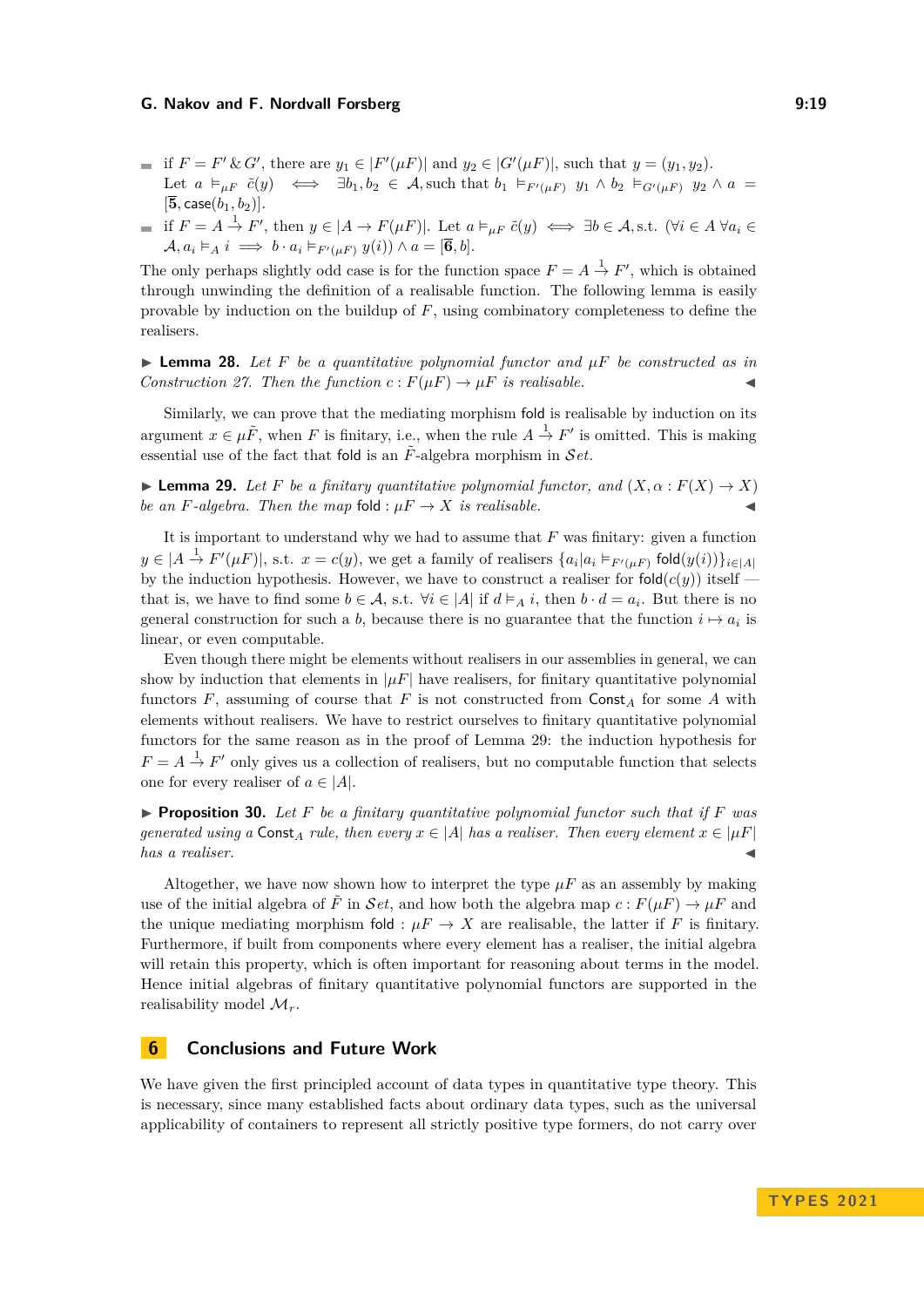- if $F = F' \mathbin{\&} G'$, there are $y_1 \in |F'(\mu F)|$ and $y_2 \in |G'(\mu F)|$, such that $y = (y_1, y_2)$. Let $a \vDash_{\mu F} \tilde{c}(y) \iff \exists b_1, b_2 \in \mathcal{A}$, such that $b_1 \vDash_{F'(\mu F)} y_1 \wedge b_2 \vDash_{G'(\mu F)} y_2 \wedge a = [\overline{\mathbf{5}}, \mathsf{case}(b_1, b_2)]$.
- if $F = A \xrightarrow{1} F'$, then $y \in |A \to F(\mu F)|$. Let $a \vDash_{\mu F} \tilde{c}(y) \iff \exists b \in \mathcal{A}$, s.t. $(\forall i \in A\ \forall a_i \in \mathcal{A}, a_i \vDash_A i \implies b \cdot a_i \vDash_{F'(\mu F)} y(i)) \wedge a = [\overline{\mathbf{6}}, b]$.

The only perhaps slightly odd case is for the function space $F = A \xrightarrow{1} F'$, which is obtained through unwinding the definition of a realisable function. The following lemma is easily provable by induction on the buildup of $F$, using combinatory completeness to define the realisers.

▶ **Lemma 28.** *Let $F$ be a quantitative polynomial functor and $\mu F$ be constructed as in Construction 27. Then the function $c : F(\mu F) \to \mu F$ is realisable.* ◀

Similarly, we can prove that the mediating morphism $\mathsf{fold}$ is realisable by induction on its argument $x \in \mu\tilde{F}$, when $F$ is finitary, i.e., when the rule $A \xrightarrow{1} F'$ is omitted. This is making essential use of the fact that $\mathsf{fold}$ is an $\tilde{F}$-algebra morphism in $\mathcal{S}et$.

▶ **Lemma 29.** *Let $F$ be a finitary quantitative polynomial functor, and $(X, \alpha : F(X) \to X)$ be an $F$-algebra. Then the map $\mathsf{fold} : \mu F \to X$ is realisable.* ◀

It is important to understand why we had to assume that $F$ was finitary: given a function $y \in |A \xrightarrow{1} F'(\mu F)|$, s.t. $x = c(y)$, we get a family of realisers $\{a_i | a_i \vDash_{F'(\mu F)} \mathsf{fold}(y(i))\}_{i \in |A|}$ by the induction hypothesis. However, we have to construct a realiser for $\mathsf{fold}(c(y))$ itself — that is, we have to find some $b \in \mathcal{A}$, s.t. $\forall i \in |A|$ if $d \vDash_A i$, then $b \cdot d = a_i$. But there is no general construction for such a $b$, because there is no guarantee that the function $i \mapsto a_i$ is linear, or even computable.

Even though there might be elements without realisers in our assemblies in general, we can show by induction that elements in $|\mu F|$ have realisers, for finitary quantitative polynomial functors $F$, assuming of course that $F$ is not constructed from $\mathsf{Const}_A$ for some $A$ with elements without realisers. We have to restrict ourselves to finitary quantitative polynomial functors for the same reason as in the proof of Lemma 29: the induction hypothesis for $F = A \xrightarrow{1} F'$ only gives us a collection of realisers, but no computable function that selects one for every realiser of $a \in |A|$.

▶ **Proposition 30.** *Let $F$ be a finitary quantitative polynomial functor such that if $F$ was generated using a $\mathsf{Const}_A$ rule, then every $x \in |A|$ has a realiser. Then every element $x \in |\mu F|$ has a realiser.* ◀

Altogether, we have now shown how to interpret the type $\mu F$ as an assembly by making use of the initial algebra of $\tilde{F}$ in $\mathcal{S}et$, and how both the algebra map $c : F(\mu F) \to \mu F$ and the unique mediating morphism $\mathsf{fold} : \mu F \to X$ are realisable, the latter if $F$ is finitary. Furthermore, if built from components where every element has a realiser, the initial algebra will retain this property, which is often important for reasoning about terms in the model. Hence initial algebras of finitary quantitative polynomial functors are supported in the realisability model $\mathcal{M}_r$.

# 6 Conclusions and Future Work

We have given the first principled account of data types in quantitative type theory. This is necessary, since many established facts about ordinary data types, such as the universal applicability of containers to represent all strictly positive type formers, do not carry over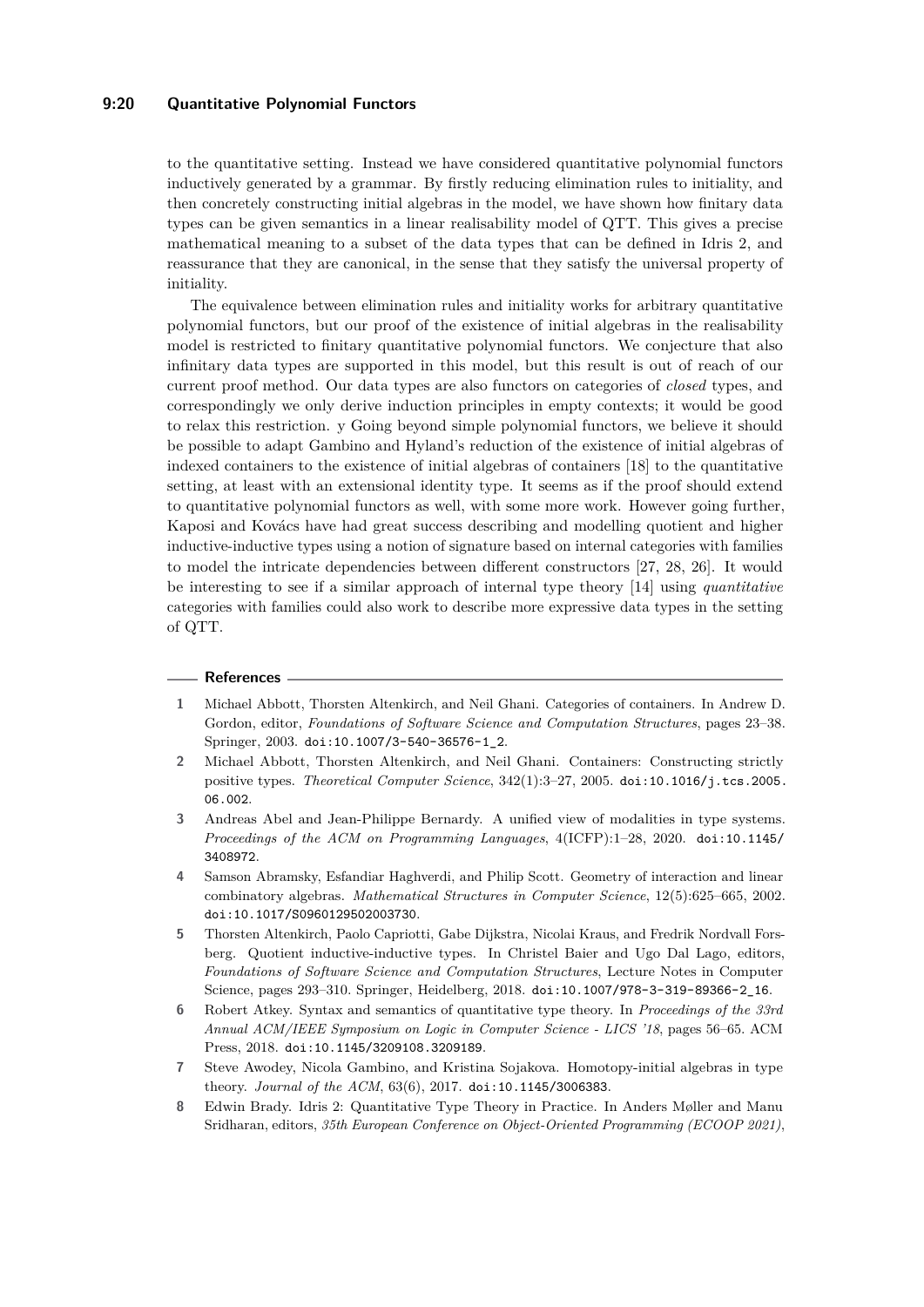to the quantitative setting. Instead we have considered quantitative polynomial functors inductively generated by a grammar. By firstly reducing elimination rules to initiality, and then concretely constructing initial algebras in the model, we have shown how finitary data types can be given semantics in a linear realisability model of QTT. This gives a precise mathematical meaning to a subset of the data types that can be defined in Idris 2, and reassurance that they are canonical, in the sense that they satisfy the universal property of initiality.

The equivalence between elimination rules and initiality works for arbitrary quantitative polynomial functors, but our proof of the existence of initial algebras in the realisability model is restricted to finitary quantitative polynomial functors. We conjecture that also infinitary data types are supported in this model, but this result is out of reach of our current proof method. Our data types are also functors on categories of *closed* types, and correspondingly we only derive induction principles in empty contexts; it would be good to relax this restriction. y Going beyond simple polynomial functors, we believe it should be possible to adapt Gambino and Hyland's reduction of the existence of initial algebras of indexed containers to the existence of initial algebras of containers [18] to the quantitative setting, at least with an extensional identity type. It seems as if the proof should extend to quantitative polynomial functors as well, with some more work. However going further, Kaposi and Kovács have had great success describing and modelling quotient and higher inductive-inductive types using a notion of signature based on internal categories with families to model the intricate dependencies between different constructors [27, 28, 26]. It would be interesting to see if a similar approach of internal type theory [14] using *quantitative* categories with families could also work to describe more expressive data types in the setting of QTT.

## References

1. Michael Abbott, Thorsten Altenkirch, and Neil Ghani. Categories of containers. In Andrew D. Gordon, editor, *Foundations of Software Science and Computation Structures*, pages 23–38. Springer, 2003. doi:10.1007/3-540-36576-1_2.
2. Michael Abbott, Thorsten Altenkirch, and Neil Ghani. Containers: Constructing strictly positive types. *Theoretical Computer Science*, 342(1):3–27, 2005. doi:10.1016/j.tcs.2005.06.002.
3. Andreas Abel and Jean-Philippe Bernardy. A unified view of modalities in type systems. *Proceedings of the ACM on Programming Languages*, 4(ICFP):1–28, 2020. doi:10.1145/3408972.
4. Samson Abramsky, Esfandiar Haghverdi, and Philip Scott. Geometry of interaction and linear combinatory algebras. *Mathematical Structures in Computer Science*, 12(5):625–665, 2002. doi:10.1017/S0960129502003730.
5. Thorsten Altenkirch, Paolo Capriotti, Gabe Dijkstra, Nicolai Kraus, and Fredrik Nordvall Forsberg. Quotient inductive-inductive types. In Christel Baier and Ugo Dal Lago, editors, *Foundations of Software Science and Computation Structures*, Lecture Notes in Computer Science, pages 293–310. Springer, Heidelberg, 2018. doi:10.1007/978-3-319-89366-2_16.
6. Robert Atkey. Syntax and semantics of quantitative type theory. In *Proceedings of the 33rd Annual ACM/IEEE Symposium on Logic in Computer Science - LICS '18*, pages 56–65. ACM Press, 2018. doi:10.1145/3209108.3209189.
7. Steve Awodey, Nicola Gambino, and Kristina Sojakova. Homotopy-initial algebras in type theory. *Journal of the ACM*, 63(6), 2017. doi:10.1145/3006383.
8. Edwin Brady. Idris 2: Quantitative Type Theory in Practice. In Anders Møller and Manu Sridharan, editors, *35th European Conference on Object-Oriented Programming (ECOOP 2021)*,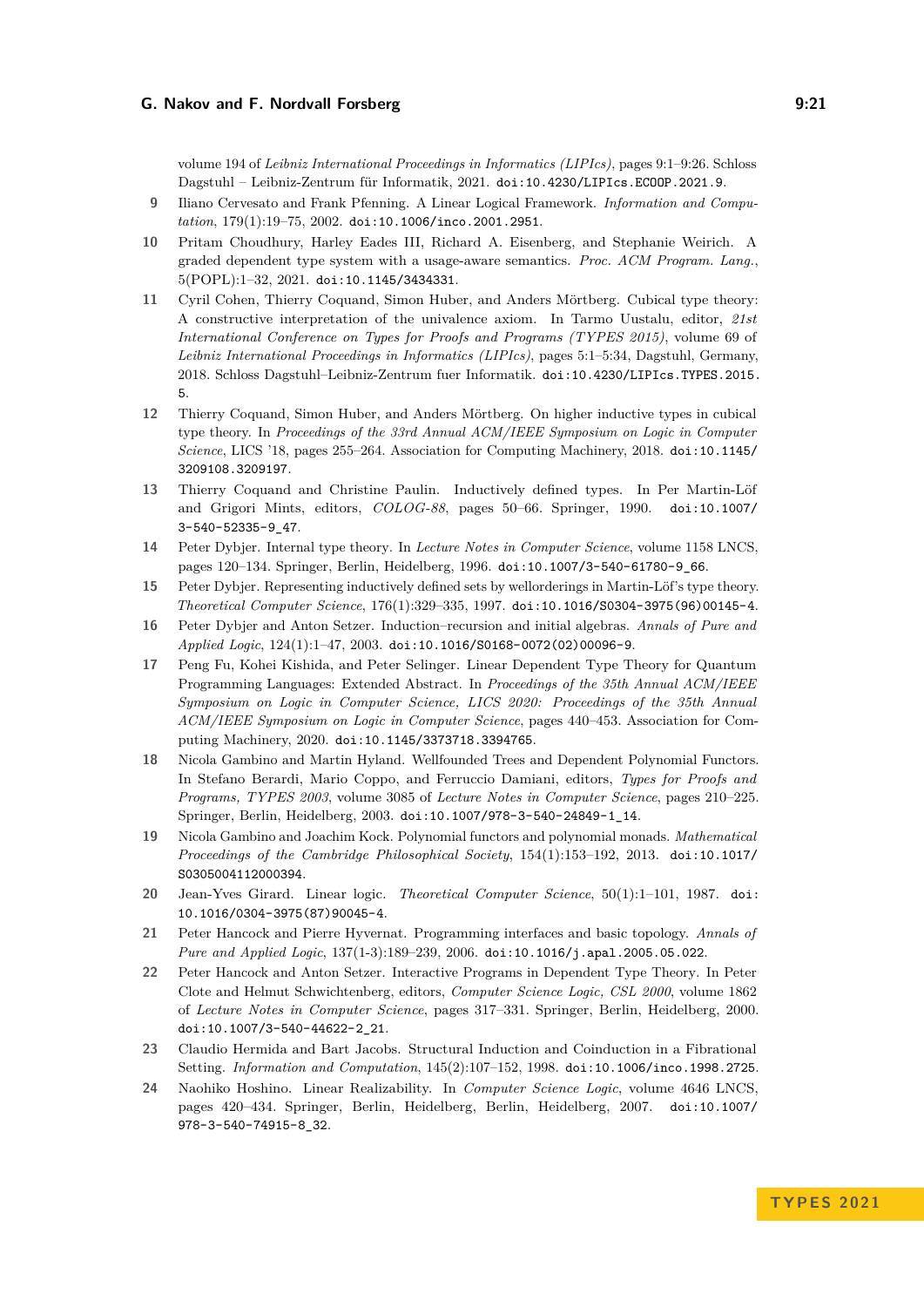volume 194 of *Leibniz International Proceedings in Informatics (LIPIcs)*, pages 9:1–9:26. Schloss Dagstuhl – Leibniz-Zentrum für Informatik, 2021. doi:10.4230/LIPIcs.ECOOP.2021.9.

9. Iliano Cervesato and Frank Pfenning. A Linear Logical Framework. *Information and Computation*, 179(1):19–75, 2002. doi:10.1006/inco.2001.2951.
10. Pritam Choudhury, Harley Eades III, Richard A. Eisenberg, and Stephanie Weirich. A graded dependent type system with a usage-aware semantics. *Proc. ACM Program. Lang.*, 5(POPL):1–32, 2021. doi:10.1145/3434331.
11. Cyril Cohen, Thierry Coquand, Simon Huber, and Anders Mörtberg. Cubical type theory: A constructive interpretation of the univalence axiom. In Tarmo Uustalu, editor, *21st International Conference on Types for Proofs and Programs (TYPES 2015)*, volume 69 of *Leibniz International Proceedings in Informatics (LIPIcs)*, pages 5:1–5:34, Dagstuhl, Germany, 2018. Schloss Dagstuhl–Leibniz-Zentrum fuer Informatik. doi:10.4230/LIPIcs.TYPES.2015.5.
12. Thierry Coquand, Simon Huber, and Anders Mörtberg. On higher inductive types in cubical type theory. In *Proceedings of the 33rd Annual ACM/IEEE Symposium on Logic in Computer Science*, LICS '18, pages 255–264. Association for Computing Machinery, 2018. doi:10.1145/3209108.3209197.
13. Thierry Coquand and Christine Paulin. Inductively defined types. In Per Martin-Löf and Grigori Mints, editors, *COLOG-88*, pages 50–66. Springer, 1990. doi:10.1007/3-540-52335-9_47.
14. Peter Dybjer. Internal type theory. In *Lecture Notes in Computer Science*, volume 1158 LNCS, pages 120–134. Springer, Berlin, Heidelberg, 1996. doi:10.1007/3-540-61780-9_66.
15. Peter Dybjer. Representing inductively defined sets by wellorderings in Martin-Löf's type theory. *Theoretical Computer Science*, 176(1):329–335, 1997. doi:10.1016/S0304-3975(96)00145-4.
16. Peter Dybjer and Anton Setzer. Induction–recursion and initial algebras. *Annals of Pure and Applied Logic*, 124(1):1–47, 2003. doi:10.1016/S0168-0072(02)00096-9.
17. Peng Fu, Kohei Kishida, and Peter Selinger. Linear Dependent Type Theory for Quantum Programming Languages: Extended Abstract. In *Proceedings of the 35th Annual ACM/IEEE Symposium on Logic in Computer Science, LICS 2020: Proceedings of the 35th Annual ACM/IEEE Symposium on Logic in Computer Science*, pages 440–453. Association for Computing Machinery, 2020. doi:10.1145/3373718.3394765.
18. Nicola Gambino and Martin Hyland. Wellfounded Trees and Dependent Polynomial Functors. In Stefano Berardi, Mario Coppo, and Ferruccio Damiani, editors, *Types for Proofs and Programs, TYPES 2003*, volume 3085 of *Lecture Notes in Computer Science*, pages 210–225. Springer, Berlin, Heidelberg, 2003. doi:10.1007/978-3-540-24849-1_14.
19. Nicola Gambino and Joachim Kock. Polynomial functors and polynomial monads. *Mathematical Proceedings of the Cambridge Philosophical Society*, 154(1):153–192, 2013. doi:10.1017/S0305004112000394.
20. Jean-Yves Girard. Linear logic. *Theoretical Computer Science*, 50(1):1–101, 1987. doi:10.1016/0304-3975(87)90045-4.
21. Peter Hancock and Pierre Hyvernat. Programming interfaces and basic topology. *Annals of Pure and Applied Logic*, 137(1-3):189–239, 2006. doi:10.1016/j.apal.2005.05.022.
22. Peter Hancock and Anton Setzer. Interactive Programs in Dependent Type Theory. In Peter Clote and Helmut Schwichtenberg, editors, *Computer Science Logic, CSL 2000*, volume 1862 of *Lecture Notes in Computer Science*, pages 317–331. Springer, Berlin, Heidelberg, 2000. doi:10.1007/3-540-44622-2_21.
23. Claudio Hermida and Bart Jacobs. Structural Induction and Coinduction in a Fibrational Setting. *Information and Computation*, 145(2):107–152, 1998. doi:10.1006/inco.1998.2725.
24. Naohiko Hoshino. Linear Realizability. In *Computer Science Logic*, volume 4646 LNCS, pages 420–434. Springer, Berlin, Heidelberg, Berlin, Heidelberg, 2007. doi:10.1007/978-3-540-74915-8_32.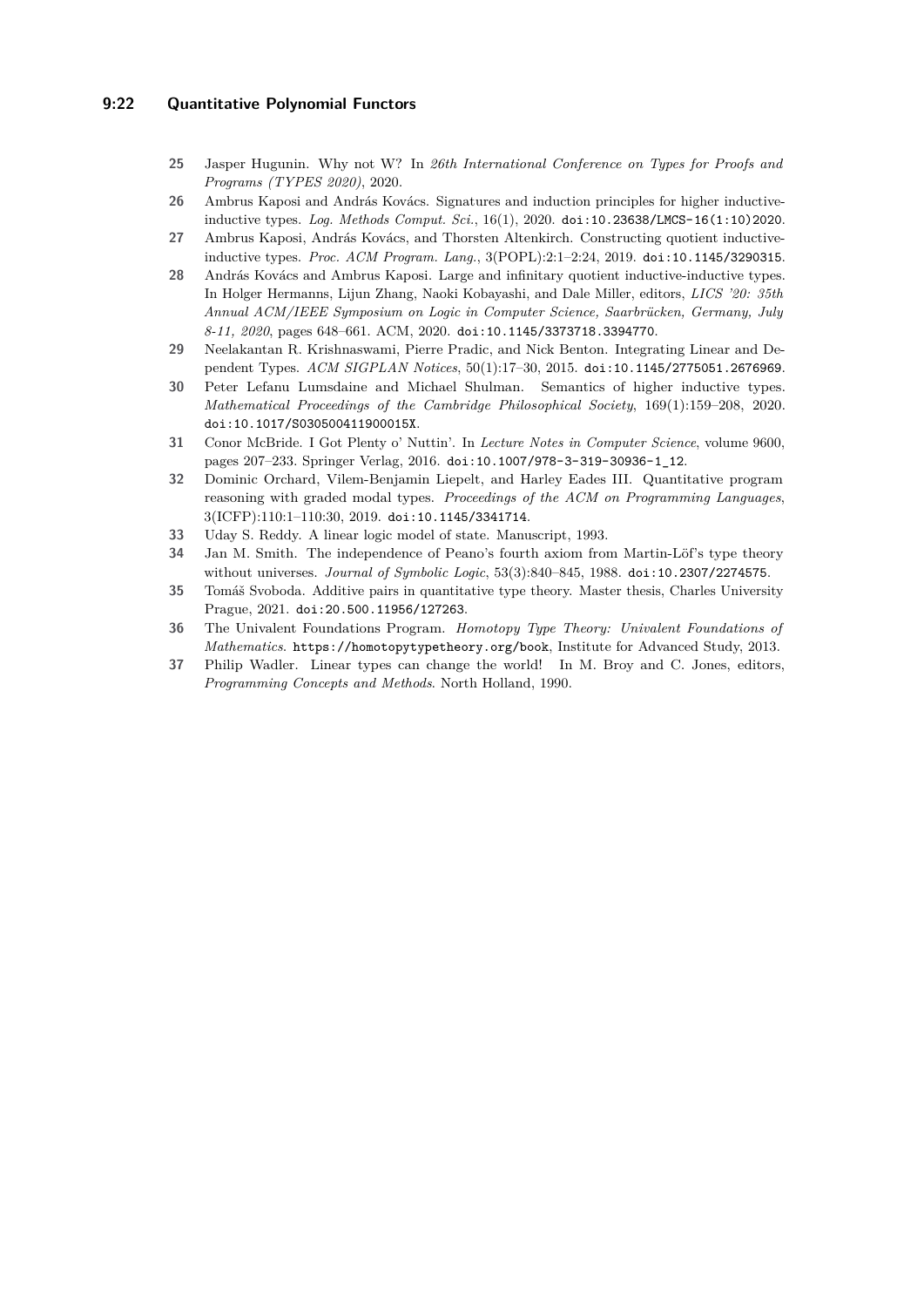25 Jasper Hugunin. Why not W? In *26th International Conference on Types for Proofs and Programs (TYPES 2020)*, 2020.

26 Ambrus Kaposi and András Kovács. Signatures and induction principles for higher inductive-inductive types. *Log. Methods Comput. Sci.*, 16(1), 2020. doi:10.23638/LMCS-16(1:10)2020.

27 Ambrus Kaposi, András Kovács, and Thorsten Altenkirch. Constructing quotient inductive-inductive types. *Proc. ACM Program. Lang.*, 3(POPL):2:1–2:24, 2019. doi:10.1145/3290315.

28 András Kovács and Ambrus Kaposi. Large and infinitary quotient inductive-inductive types. In Holger Hermanns, Lijun Zhang, Naoki Kobayashi, and Dale Miller, editors, *LICS '20: 35th Annual ACM/IEEE Symposium on Logic in Computer Science, Saarbrücken, Germany, July 8-11, 2020*, pages 648–661. ACM, 2020. doi:10.1145/3373718.3394770.

29 Neelakantan R. Krishnaswami, Pierre Pradic, and Nick Benton. Integrating Linear and Dependent Types. *ACM SIGPLAN Notices*, 50(1):17–30, 2015. doi:10.1145/2775051.2676969.

30 Peter Lefanu Lumsdaine and Michael Shulman. Semantics of higher inductive types. *Mathematical Proceedings of the Cambridge Philosophical Society*, 169(1):159–208, 2020. doi:10.1017/S030500411900015X.

31 Conor McBride. I Got Plenty o' Nuttin'. In *Lecture Notes in Computer Science*, volume 9600, pages 207–233. Springer Verlag, 2016. doi:10.1007/978-3-319-30936-1_12.

32 Dominic Orchard, Vilem-Benjamin Liepelt, and Harley Eades III. Quantitative program reasoning with graded modal types. *Proceedings of the ACM on Programming Languages*, 3(ICFP):110:1–110:30, 2019. doi:10.1145/3341714.

33 Uday S. Reddy. A linear logic model of state. Manuscript, 1993.

34 Jan M. Smith. The independence of Peano's fourth axiom from Martin-Löf's type theory without universes. *Journal of Symbolic Logic*, 53(3):840–845, 1988. doi:10.2307/2274575.

35 Tomáš Svoboda. Additive pairs in quantitative type theory. Master thesis, Charles University Prague, 2021. doi:20.500.11956/127263.

36 The Univalent Foundations Program. *Homotopy Type Theory: Univalent Foundations of Mathematics*. https://homotopytypetheory.org/book, Institute for Advanced Study, 2013.

37 Philip Wadler. Linear types can change the world! In M. Broy and C. Jones, editors, *Programming Concepts and Methods*. North Holland, 1990.